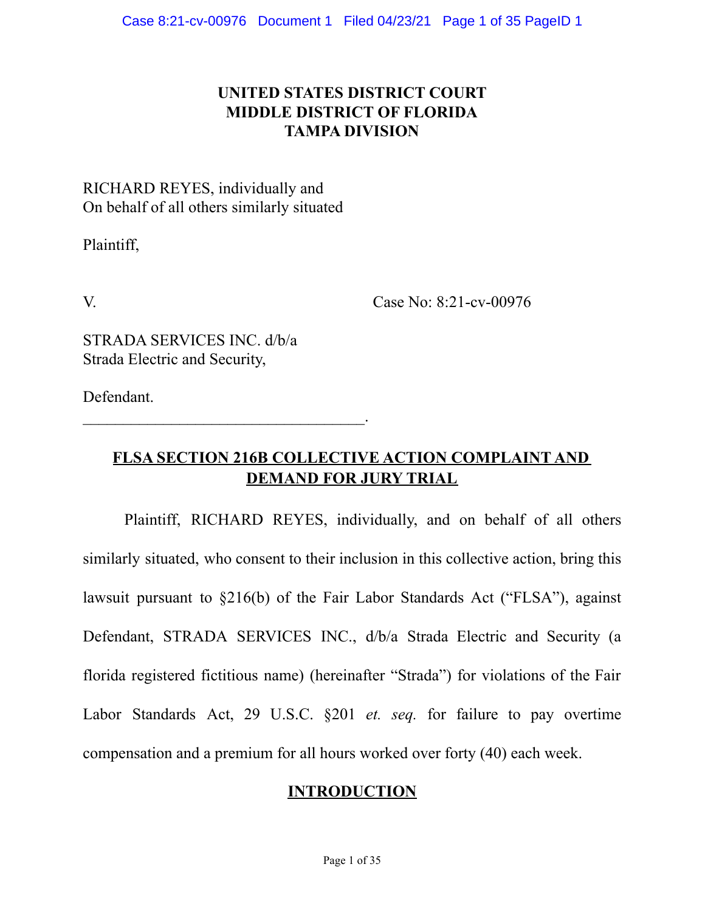**UNITED STATES DISTRICT COURT**
**MIDDLE DISTRICT OF FLORIDA**
**TAMPA DIVISION**

RICHARD REYES, individually and
On behalf of all others similarly situated

Plaintiff,

V. Case No: 8:21-cv-00976

STRADA SERVICES INC. d/b/a
Strada Electric and Security,

Defendant.
___________________________________.

## FLSA SECTION 216B COLLECTIVE ACTION COMPLAINT AND DEMAND FOR JURY TRIAL

Plaintiff, RICHARD REYES, individually, and on behalf of all others similarly situated, who consent to their inclusion in this collective action, bring this lawsuit pursuant to §216(b) of the Fair Labor Standards Act ("FLSA"), against Defendant, STRADA SERVICES INC., d/b/a Strada Electric and Security (a florida registered fictitious name) (hereinafter "Strada") for violations of the Fair Labor Standards Act, 29 U.S.C. §201 *et. seq.* for failure to pay overtime compensation and a premium for all hours worked over forty (40) each week.

## INTRODUCTION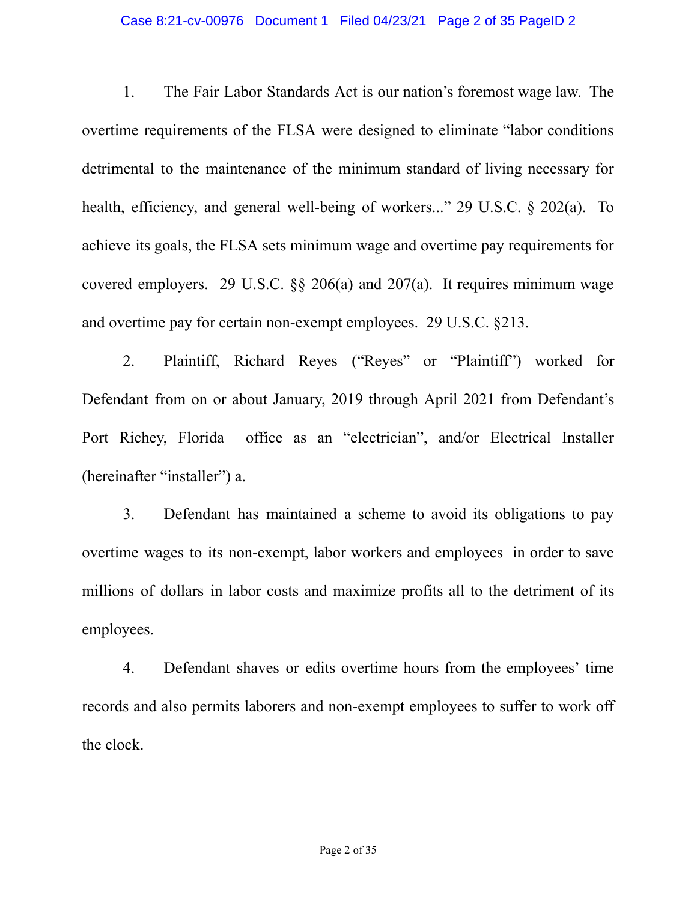1. The Fair Labor Standards Act is our nation's foremost wage law. The overtime requirements of the FLSA were designed to eliminate "labor conditions detrimental to the maintenance of the minimum standard of living necessary for health, efficiency, and general well-being of workers..." 29 U.S.C. § 202(a). To achieve its goals, the FLSA sets minimum wage and overtime pay requirements for covered employers. 29 U.S.C. §§ 206(a) and 207(a). It requires minimum wage and overtime pay for certain non-exempt employees. 29 U.S.C. §213.

2. Plaintiff, Richard Reyes ("Reyes" or "Plaintiff") worked for Defendant from on or about January, 2019 through April 2021 from Defendant's Port Richey, Florida office as an "electrician", and/or Electrical Installer (hereinafter "installer") a.

3. Defendant has maintained a scheme to avoid its obligations to pay overtime wages to its non-exempt, labor workers and employees in order to save millions of dollars in labor costs and maximize profits all to the detriment of its employees.

4. Defendant shaves or edits overtime hours from the employees' time records and also permits laborers and non-exempt employees to suffer to work off the clock.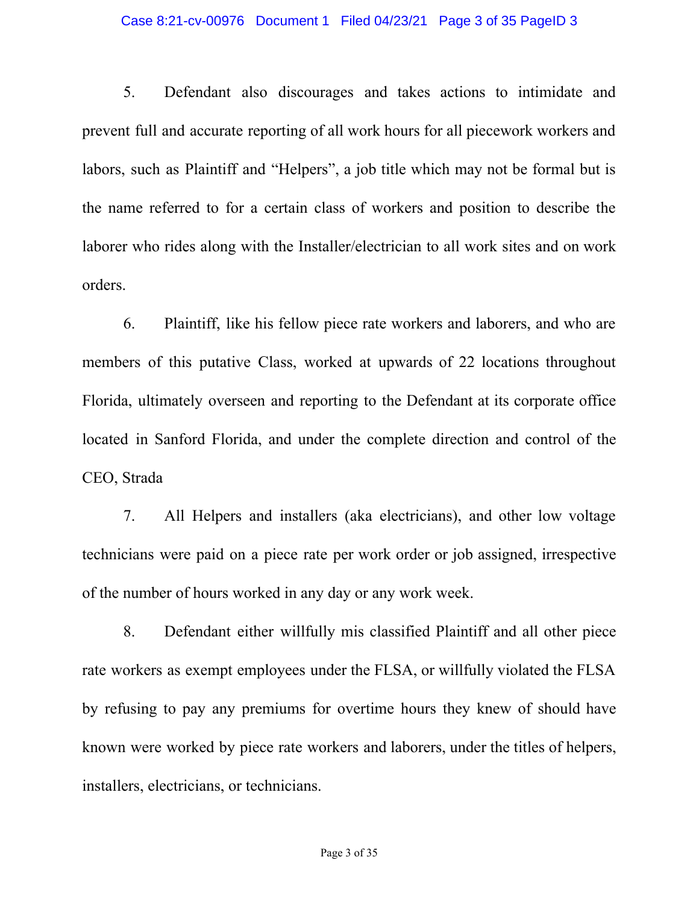5. Defendant also discourages and takes actions to intimidate and prevent full and accurate reporting of all work hours for all piecework workers and labors, such as Plaintiff and "Helpers", a job title which may not be formal but is the name referred to for a certain class of workers and position to describe the laborer who rides along with the Installer/electrician to all work sites and on work orders.

6. Plaintiff, like his fellow piece rate workers and laborers, and who are members of this putative Class, worked at upwards of 22 locations throughout Florida, ultimately overseen and reporting to the Defendant at its corporate office located in Sanford Florida, and under the complete direction and control of the CEO, Strada

7. All Helpers and installers (aka electricians), and other low voltage technicians were paid on a piece rate per work order or job assigned, irrespective of the number of hours worked in any day or any work week.

8. Defendant either willfully mis classified Plaintiff and all other piece rate workers as exempt employees under the FLSA, or willfully violated the FLSA by refusing to pay any premiums for overtime hours they knew of should have known were worked by piece rate workers and laborers, under the titles of helpers, installers, electricians, or technicians.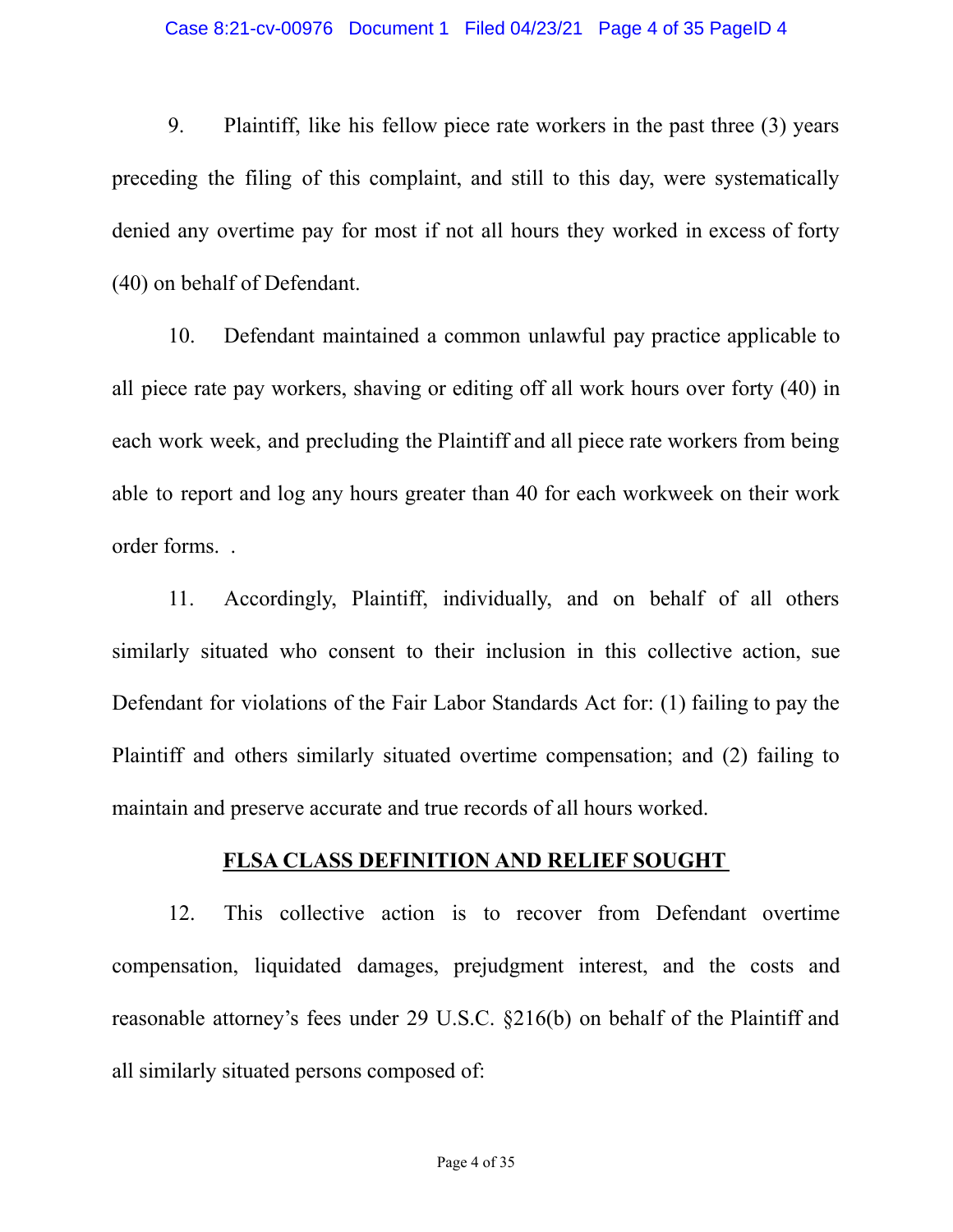9. Plaintiff, like his fellow piece rate workers in the past three (3) years preceding the filing of this complaint, and still to this day, were systematically denied any overtime pay for most if not all hours they worked in excess of forty (40) on behalf of Defendant.

10. Defendant maintained a common unlawful pay practice applicable to all piece rate pay workers, shaving or editing off all work hours over forty (40) in each work week, and precluding the Plaintiff and all piece rate workers from being able to report and log any hours greater than 40 for each workweek on their work order forms. .

11. Accordingly, Plaintiff, individually, and on behalf of all others similarly situated who consent to their inclusion in this collective action, sue Defendant for violations of the Fair Labor Standards Act for: (1) failing to pay the Plaintiff and others similarly situated overtime compensation; and (2) failing to maintain and preserve accurate and true records of all hours worked.

## FLSA CLASS DEFINITION AND RELIEF SOUGHT

12. This collective action is to recover from Defendant overtime compensation, liquidated damages, prejudgment interest, and the costs and reasonable attorney's fees under 29 U.S.C. §216(b) on behalf of the Plaintiff and all similarly situated persons composed of: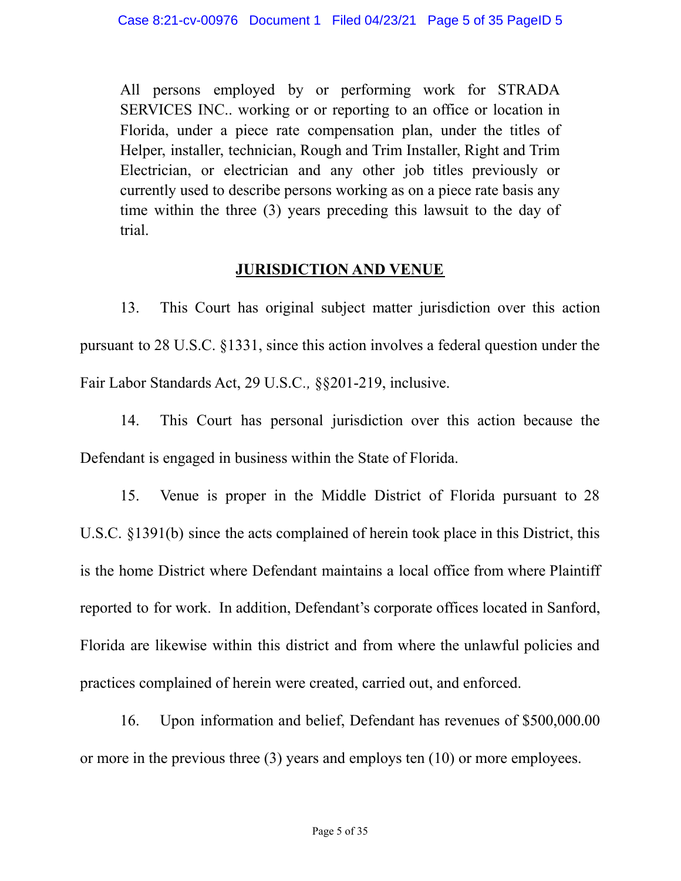> All persons employed by or performing work for STRADA SERVICES INC.. working or or reporting to an office or location in Florida, under a piece rate compensation plan, under the titles of Helper, installer, technician, Rough and Trim Installer, Right and Trim Electrician, or electrician and any other job titles previously or currently used to describe persons working as on a piece rate basis any time within the three (3) years preceding this lawsuit to the day of trial.

## JURISDICTION AND VENUE

13. This Court has original subject matter jurisdiction over this action pursuant to 28 U.S.C. §1331, since this action involves a federal question under the Fair Labor Standards Act, 29 U.S.C*.,* §§201-219, inclusive.

14. This Court has personal jurisdiction over this action because the Defendant is engaged in business within the State of Florida.

15. Venue is proper in the Middle District of Florida pursuant to 28 U.S.C. §1391(b) since the acts complained of herein took place in this District, this is the home District where Defendant maintains a local office from where Plaintiff reported to for work. In addition, Defendant's corporate offices located in Sanford, Florida are likewise within this district and from where the unlawful policies and practices complained of herein were created, carried out, and enforced.

16. Upon information and belief, Defendant has revenues of $500,000.00 or more in the previous three (3) years and employs ten (10) or more employees.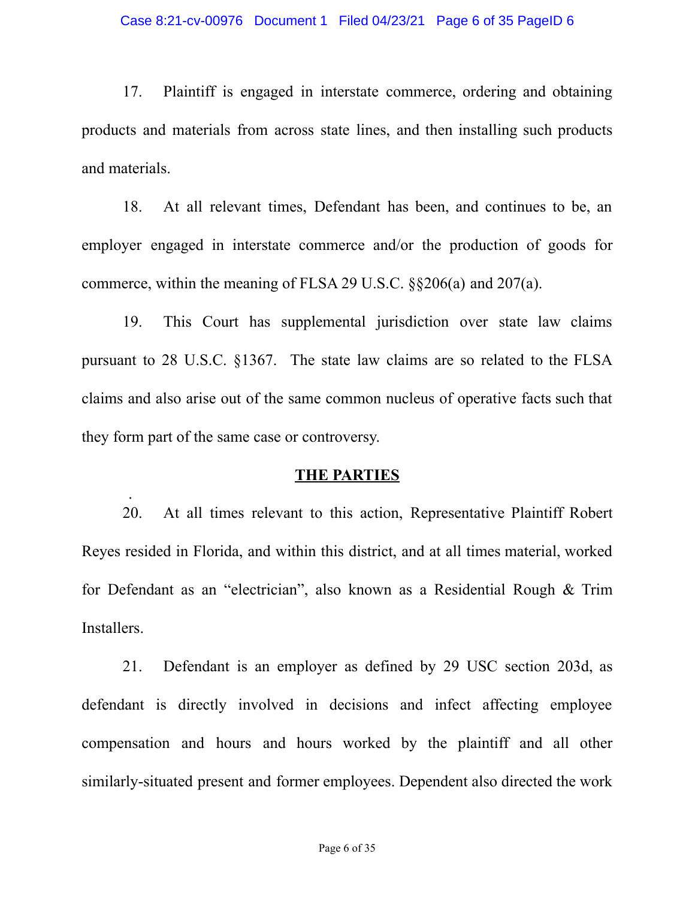17. Plaintiff is engaged in interstate commerce, ordering and obtaining products and materials from across state lines, and then installing such products and materials.

18. At all relevant times, Defendant has been, and continues to be, an employer engaged in interstate commerce and/or the production of goods for commerce, within the meaning of FLSA 29 U.S.C. §§206(a) and 207(a).

19. This Court has supplemental jurisdiction over state law claims pursuant to 28 U.S.C. §1367. The state law claims are so related to the FLSA claims and also arise out of the same common nucleus of operative facts such that they form part of the same case or controversy.

## THE PARTIES

20. At all times relevant to this action, Representative Plaintiff Robert Reyes resided in Florida, and within this district, and at all times material, worked for Defendant as an "electrician", also known as a Residential Rough & Trim Installers.

21. Defendant is an employer as defined by 29 USC section 203d, as defendant is directly involved in decisions and infect affecting employee compensation and hours and hours worked by the plaintiff and all other similarly-situated present and former employees. Dependent also directed the work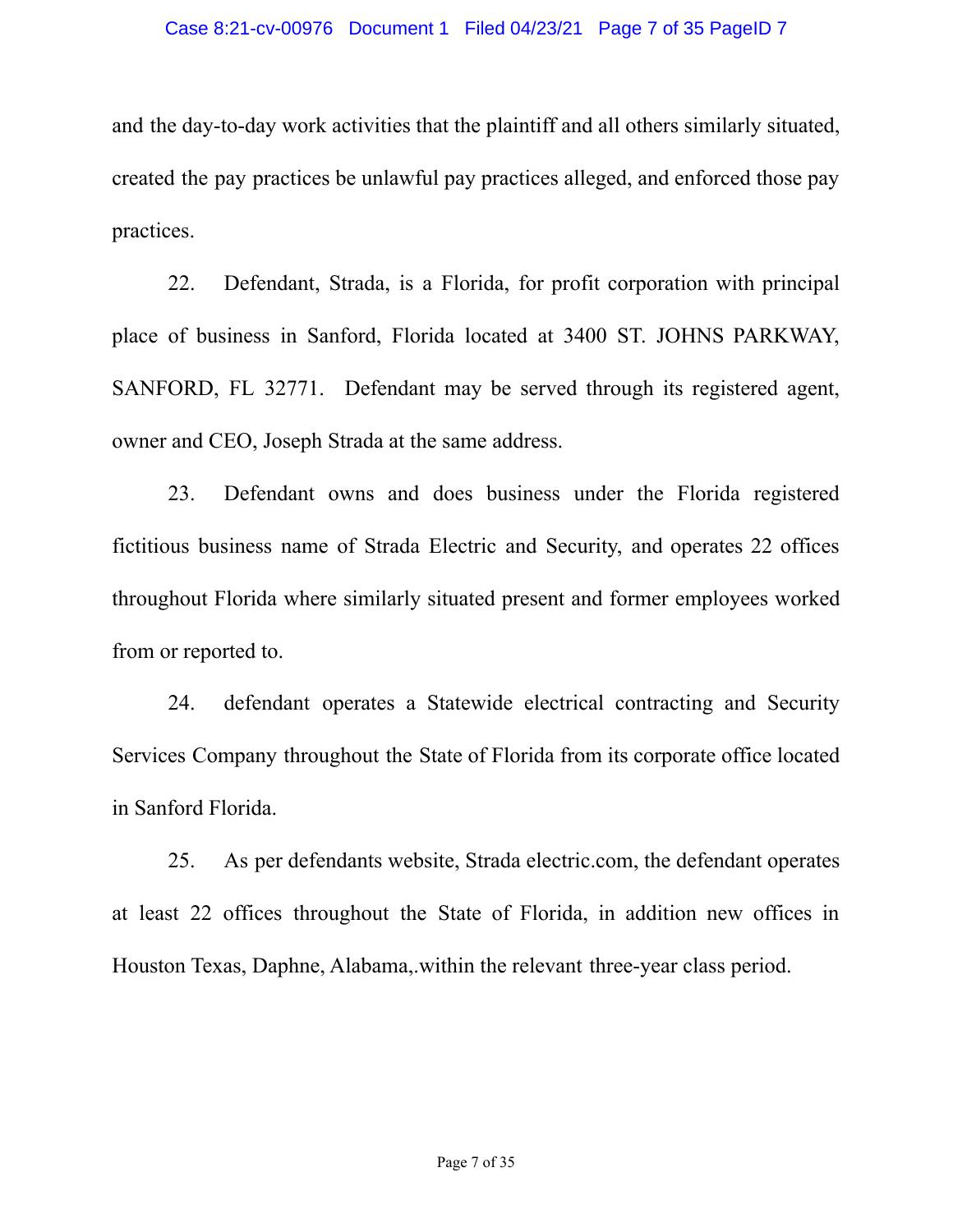and the day-to-day work activities that the plaintiff and all others similarly situated, created the pay practices be unlawful pay practices alleged, and enforced those pay practices.

22. Defendant, Strada, is a Florida, for profit corporation with principal place of business in Sanford, Florida located at 3400 ST. JOHNS PARKWAY, SANFORD, FL 32771. Defendant may be served through its registered agent, owner and CEO, Joseph Strada at the same address.

23. Defendant owns and does business under the Florida registered fictitious business name of Strada Electric and Security, and operates 22 offices throughout Florida where similarly situated present and former employees worked from or reported to.

24. defendant operates a Statewide electrical contracting and Security Services Company throughout the State of Florida from its corporate office located in Sanford Florida.

25. As per defendants website, Strada electric.com, the defendant operates at least 22 offices throughout the State of Florida, in addition new offices in Houston Texas, Daphne, Alabama,.within the relevant three-year class period.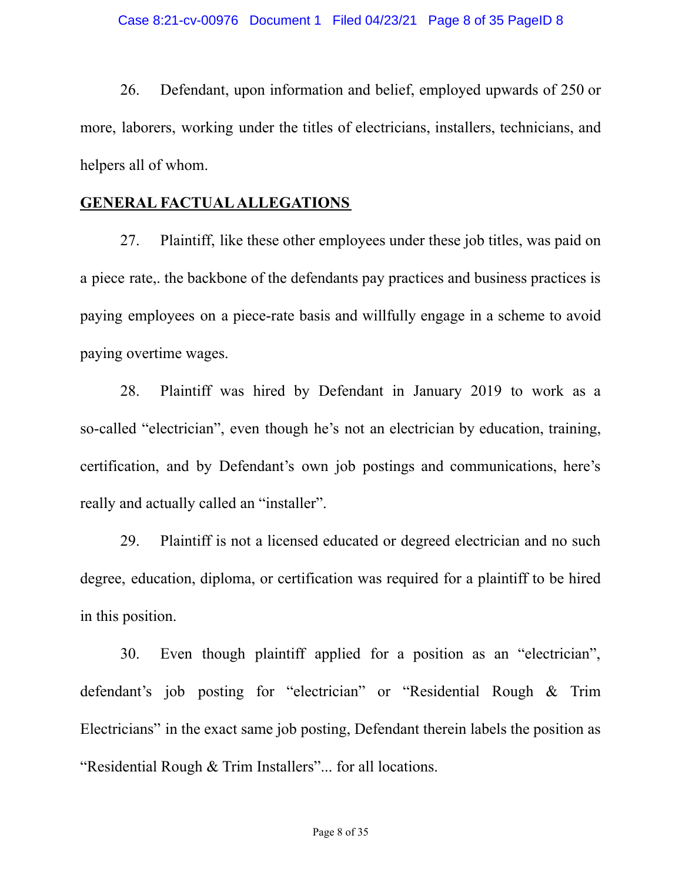26. Defendant, upon information and belief, employed upwards of 250 or more, laborers, working under the titles of electricians, installers, technicians, and helpers all of whom.

## GENERAL FACTUAL ALLEGATIONS

27. Plaintiff, like these other employees under these job titles, was paid on a piece rate,. the backbone of the defendants pay practices and business practices is paying employees on a piece-rate basis and willfully engage in a scheme to avoid paying overtime wages.

28. Plaintiff was hired by Defendant in January 2019 to work as a so-called "electrician", even though he's not an electrician by education, training, certification, and by Defendant's own job postings and communications, here's really and actually called an "installer".

29. Plaintiff is not a licensed educated or degreed electrician and no such degree, education, diploma, or certification was required for a plaintiff to be hired in this position.

30. Even though plaintiff applied for a position as an "electrician", defendant's job posting for "electrician" or "Residential Rough & Trim Electricians" in the exact same job posting, Defendant therein labels the position as "Residential Rough & Trim Installers"... for all locations.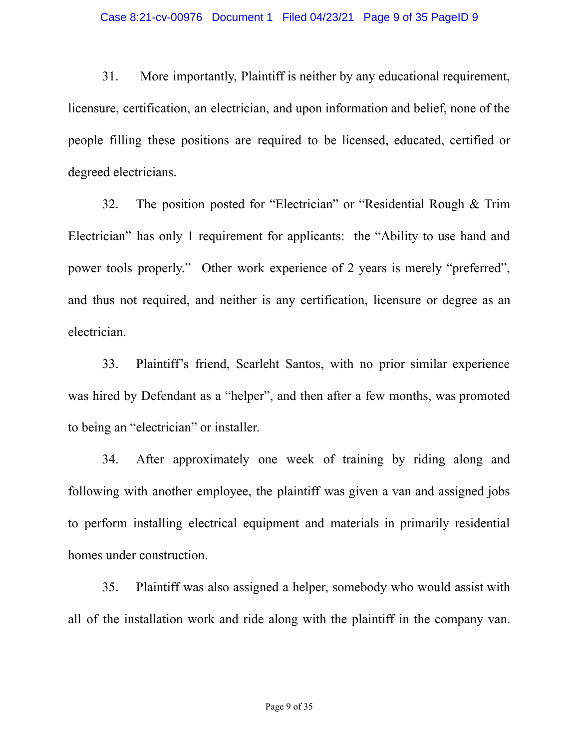31. More importantly, Plaintiff is neither by any educational requirement, licensure, certification, an electrician, and upon information and belief, none of the people filling these positions are required to be licensed, educated, certified or degreed electricians.

32. The position posted for "Electrician" or "Residential Rough & Trim Electrician" has only 1 requirement for applicants: the "Ability to use hand and power tools properly." Other work experience of 2 years is merely "preferred", and thus not required, and neither is any certification, licensure or degree as an electrician.

33. Plaintiff's friend, Scarleht Santos, with no prior similar experience was hired by Defendant as a "helper", and then after a few months, was promoted to being an "electrician" or installer.

34. After approximately one week of training by riding along and following with another employee, the plaintiff was given a van and assigned jobs to perform installing electrical equipment and materials in primarily residential homes under construction.

35. Plaintiff was also assigned a helper, somebody who would assist with all of the installation work and ride along with the plaintiff in the company van.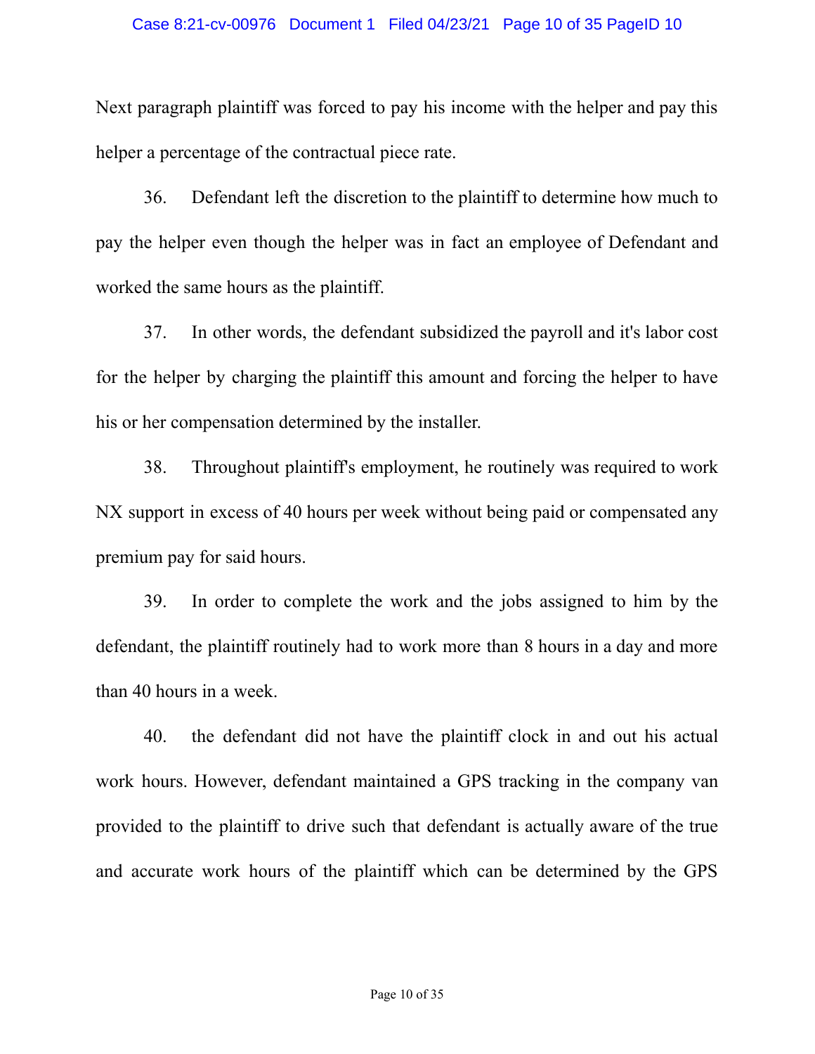Next paragraph plaintiff was forced to pay his income with the helper and pay this helper a percentage of the contractual piece rate.

36. Defendant left the discretion to the plaintiff to determine how much to pay the helper even though the helper was in fact an employee of Defendant and worked the same hours as the plaintiff.

37. In other words, the defendant subsidized the payroll and it's labor cost for the helper by charging the plaintiff this amount and forcing the helper to have his or her compensation determined by the installer.

38. Throughout plaintiff's employment, he routinely was required to work NX support in excess of 40 hours per week without being paid or compensated any premium pay for said hours.

39. In order to complete the work and the jobs assigned to him by the defendant, the plaintiff routinely had to work more than 8 hours in a day and more than 40 hours in a week.

40. the defendant did not have the plaintiff clock in and out his actual work hours. However, defendant maintained a GPS tracking in the company van provided to the plaintiff to drive such that defendant is actually aware of the true and accurate work hours of the plaintiff which can be determined by the GPS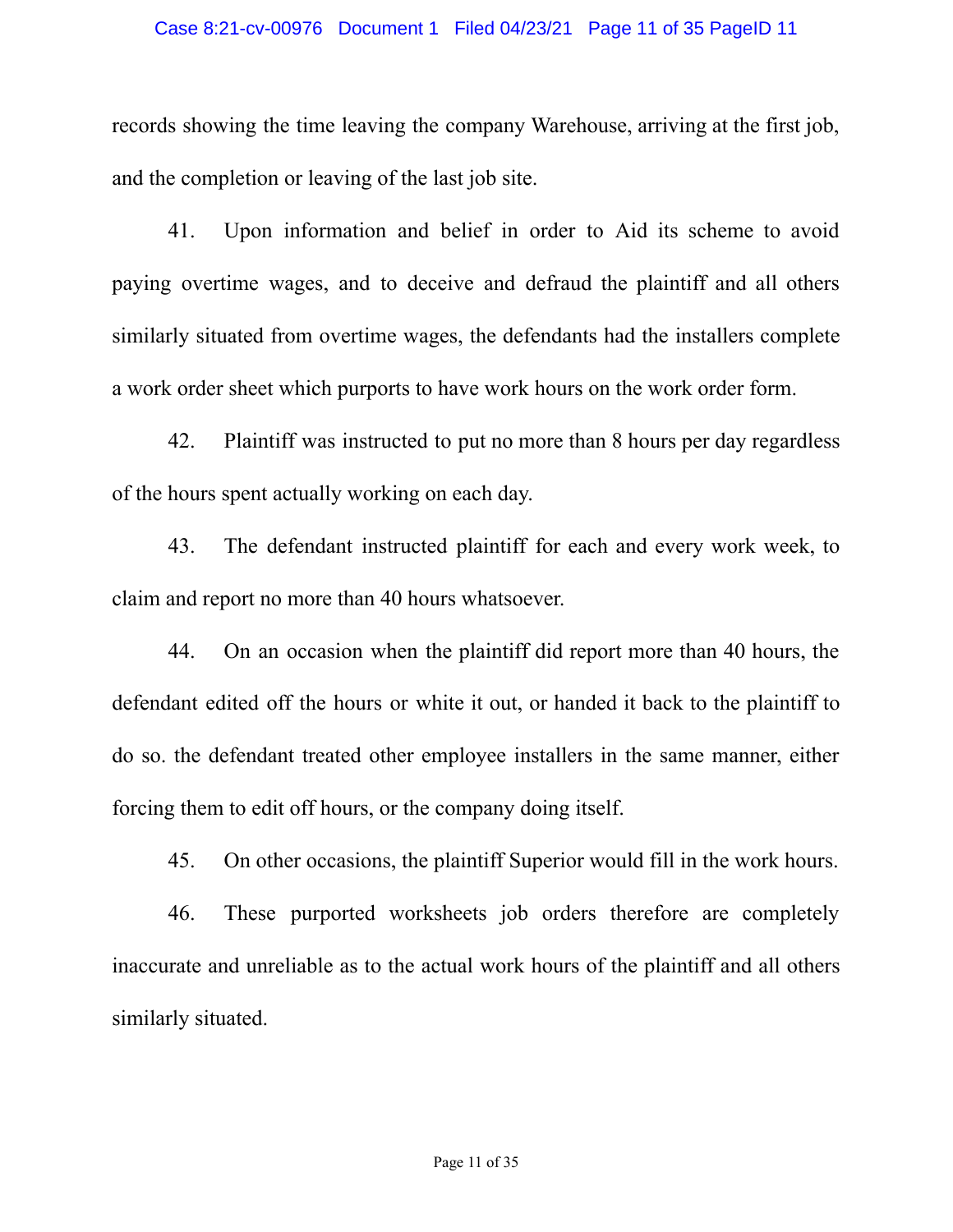records showing the time leaving the company Warehouse, arriving at the first job, and the completion or leaving of the last job site.

41. Upon information and belief in order to Aid its scheme to avoid paying overtime wages, and to deceive and defraud the plaintiff and all others similarly situated from overtime wages, the defendants had the installers complete a work order sheet which purports to have work hours on the work order form.

42. Plaintiff was instructed to put no more than 8 hours per day regardless of the hours spent actually working on each day.

43. The defendant instructed plaintiff for each and every work week, to claim and report no more than 40 hours whatsoever.

44. On an occasion when the plaintiff did report more than 40 hours, the defendant edited off the hours or white it out, or handed it back to the plaintiff to do so. the defendant treated other employee installers in the same manner, either forcing them to edit off hours, or the company doing itself.

45. On other occasions, the plaintiff Superior would fill in the work hours.

46. These purported worksheets job orders therefore are completely inaccurate and unreliable as to the actual work hours of the plaintiff and all others similarly situated.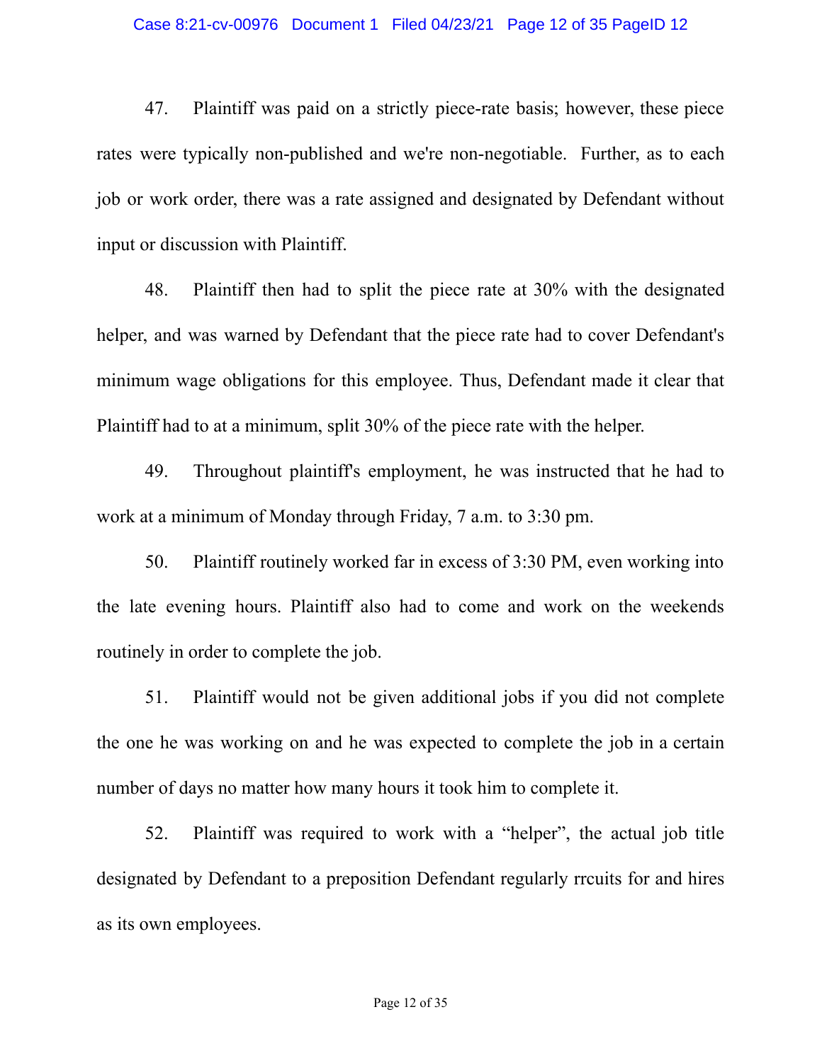47. Plaintiff was paid on a strictly piece-rate basis; however, these piece rates were typically non-published and we're non-negotiable. Further, as to each job or work order, there was a rate assigned and designated by Defendant without input or discussion with Plaintiff.

48. Plaintiff then had to split the piece rate at 30% with the designated helper, and was warned by Defendant that the piece rate had to cover Defendant's minimum wage obligations for this employee. Thus, Defendant made it clear that Plaintiff had to at a minimum, split 30% of the piece rate with the helper.

49. Throughout plaintiff's employment, he was instructed that he had to work at a minimum of Monday through Friday, 7 a.m. to 3:30 pm.

50. Plaintiff routinely worked far in excess of 3:30 PM, even working into the late evening hours. Plaintiff also had to come and work on the weekends routinely in order to complete the job.

51. Plaintiff would not be given additional jobs if you did not complete the one he was working on and he was expected to complete the job in a certain number of days no matter how many hours it took him to complete it.

52. Plaintiff was required to work with a "helper", the actual job title designated by Defendant to a preposition Defendant regularly rrcuits for and hires as its own employees.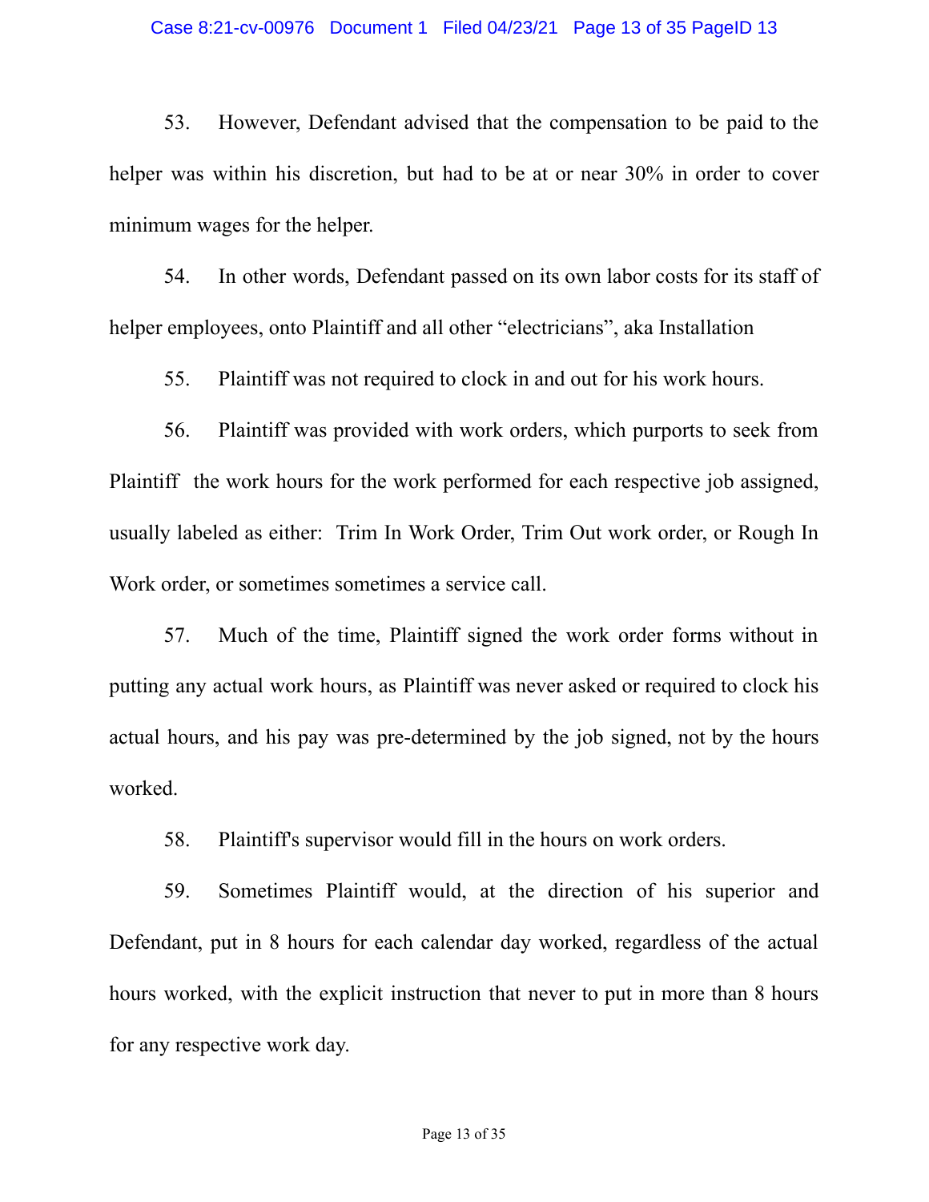53. However, Defendant advised that the compensation to be paid to the helper was within his discretion, but had to be at or near 30% in order to cover minimum wages for the helper.

54. In other words, Defendant passed on its own labor costs for its staff of helper employees, onto Plaintiff and all other "electricians", aka Installation

55. Plaintiff was not required to clock in and out for his work hours.

56. Plaintiff was provided with work orders, which purports to seek from Plaintiff the work hours for the work performed for each respective job assigned, usually labeled as either: Trim In Work Order, Trim Out work order, or Rough In Work order, or sometimes sometimes a service call.

57. Much of the time, Plaintiff signed the work order forms without in putting any actual work hours, as Plaintiff was never asked or required to clock his actual hours, and his pay was pre-determined by the job signed, not by the hours worked.

58. Plaintiff's supervisor would fill in the hours on work orders.

59. Sometimes Plaintiff would, at the direction of his superior and Defendant, put in 8 hours for each calendar day worked, regardless of the actual hours worked, with the explicit instruction that never to put in more than 8 hours for any respective work day.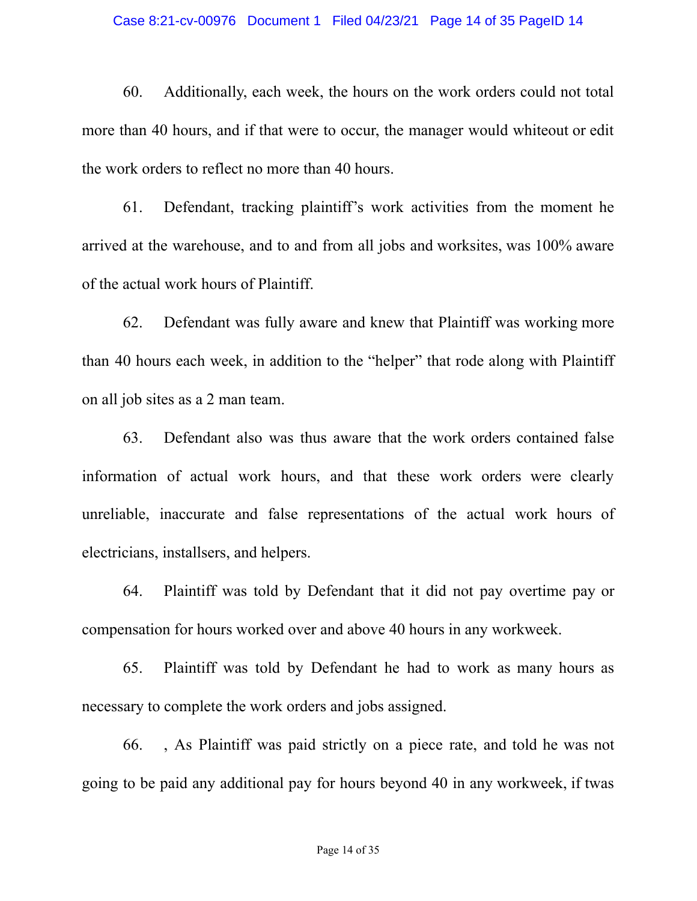60. Additionally, each week, the hours on the work orders could not total more than 40 hours, and if that were to occur, the manager would whiteout or edit the work orders to reflect no more than 40 hours.

61. Defendant, tracking plaintiff's work activities from the moment he arrived at the warehouse, and to and from all jobs and worksites, was 100% aware of the actual work hours of Plaintiff.

62. Defendant was fully aware and knew that Plaintiff was working more than 40 hours each week, in addition to the "helper" that rode along with Plaintiff on all job sites as a 2 man team.

63. Defendant also was thus aware that the work orders contained false information of actual work hours, and that these work orders were clearly unreliable, inaccurate and false representations of the actual work hours of electricians, installsers, and helpers.

64. Plaintiff was told by Defendant that it did not pay overtime pay or compensation for hours worked over and above 40 hours in any workweek.

65. Plaintiff was told by Defendant he had to work as many hours as necessary to complete the work orders and jobs assigned.

66. , As Plaintiff was paid strictly on a piece rate, and told he was not going to be paid any additional pay for hours beyond 40 in any workweek, if twas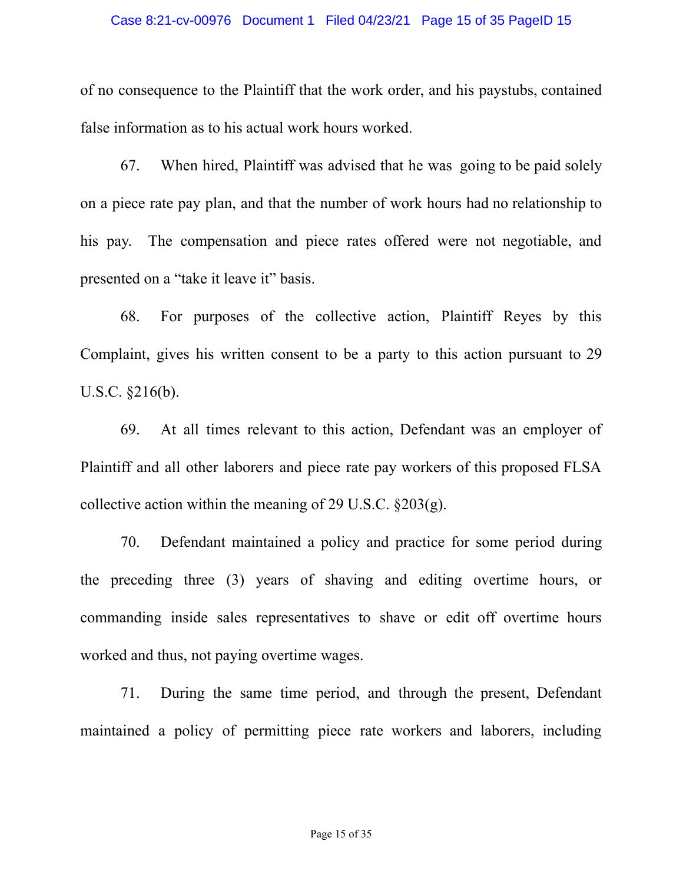of no consequence to the Plaintiff that the work order, and his paystubs, contained false information as to his actual work hours worked.

67. When hired, Plaintiff was advised that he was going to be paid solely on a piece rate pay plan, and that the number of work hours had no relationship to his pay. The compensation and piece rates offered were not negotiable, and presented on a "take it leave it" basis.

68. For purposes of the collective action, Plaintiff Reyes by this Complaint, gives his written consent to be a party to this action pursuant to 29 U.S.C. §216(b).

69. At all times relevant to this action, Defendant was an employer of Plaintiff and all other laborers and piece rate pay workers of this proposed FLSA collective action within the meaning of 29 U.S.C. §203(g).

70. Defendant maintained a policy and practice for some period during the preceding three (3) years of shaving and editing overtime hours, or commanding inside sales representatives to shave or edit off overtime hours worked and thus, not paying overtime wages.

71. During the same time period, and through the present, Defendant maintained a policy of permitting piece rate workers and laborers, including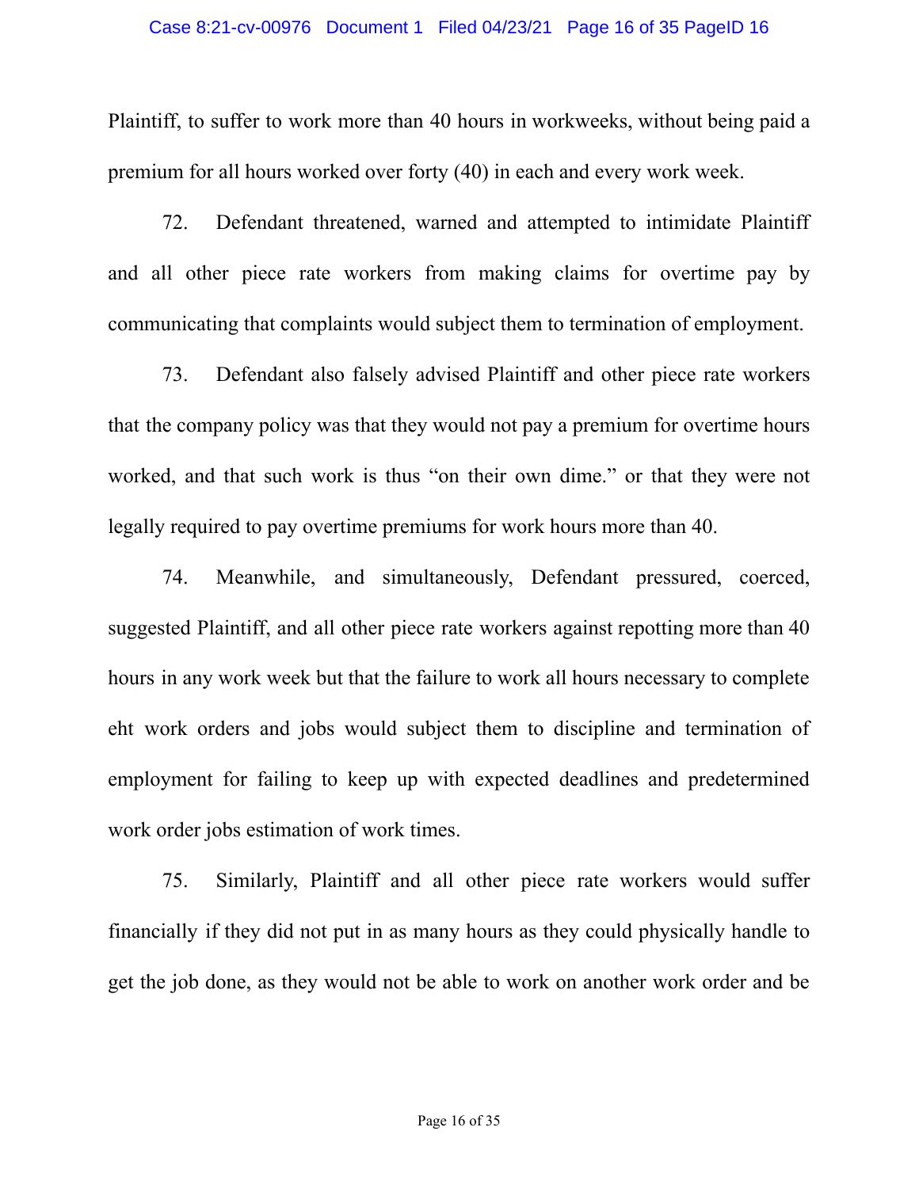Plaintiff, to suffer to work more than 40 hours in workweeks, without being paid a premium for all hours worked over forty (40) in each and every work week.

72. Defendant threatened, warned and attempted to intimidate Plaintiff and all other piece rate workers from making claims for overtime pay by communicating that complaints would subject them to termination of employment.

73. Defendant also falsely advised Plaintiff and other piece rate workers that the company policy was that they would not pay a premium for overtime hours worked, and that such work is thus "on their own dime." or that they were not legally required to pay overtime premiums for work hours more than 40.

74. Meanwhile, and simultaneously, Defendant pressured, coerced, suggested Plaintiff, and all other piece rate workers against repotting more than 40 hours in any work week but that the failure to work all hours necessary to complete eht work orders and jobs would subject them to discipline and termination of employment for failing to keep up with expected deadlines and predetermined work order jobs estimation of work times.

75. Similarly, Plaintiff and all other piece rate workers would suffer financially if they did not put in as many hours as they could physically handle to get the job done, as they would not be able to work on another work order and be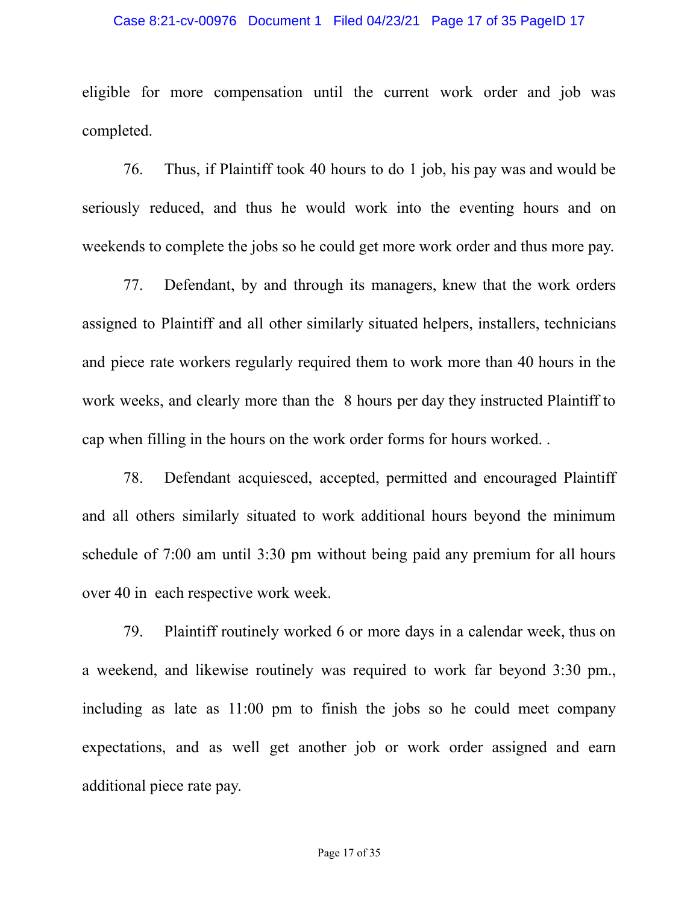eligible for more compensation until the current work order and job was completed.

76. Thus, if Plaintiff took 40 hours to do 1 job, his pay was and would be seriously reduced, and thus he would work into the eventing hours and on weekends to complete the jobs so he could get more work order and thus more pay.

77. Defendant, by and through its managers, knew that the work orders assigned to Plaintiff and all other similarly situated helpers, installers, technicians and piece rate workers regularly required them to work more than 40 hours in the work weeks, and clearly more than the 8 hours per day they instructed Plaintiff to cap when filling in the hours on the work order forms for hours worked. .

78. Defendant acquiesced, accepted, permitted and encouraged Plaintiff and all others similarly situated to work additional hours beyond the minimum schedule of 7:00 am until 3:30 pm without being paid any premium for all hours over 40 in each respective work week.

79. Plaintiff routinely worked 6 or more days in a calendar week, thus on a weekend, and likewise routinely was required to work far beyond 3:30 pm., including as late as 11:00 pm to finish the jobs so he could meet company expectations, and as well get another job or work order assigned and earn additional piece rate pay.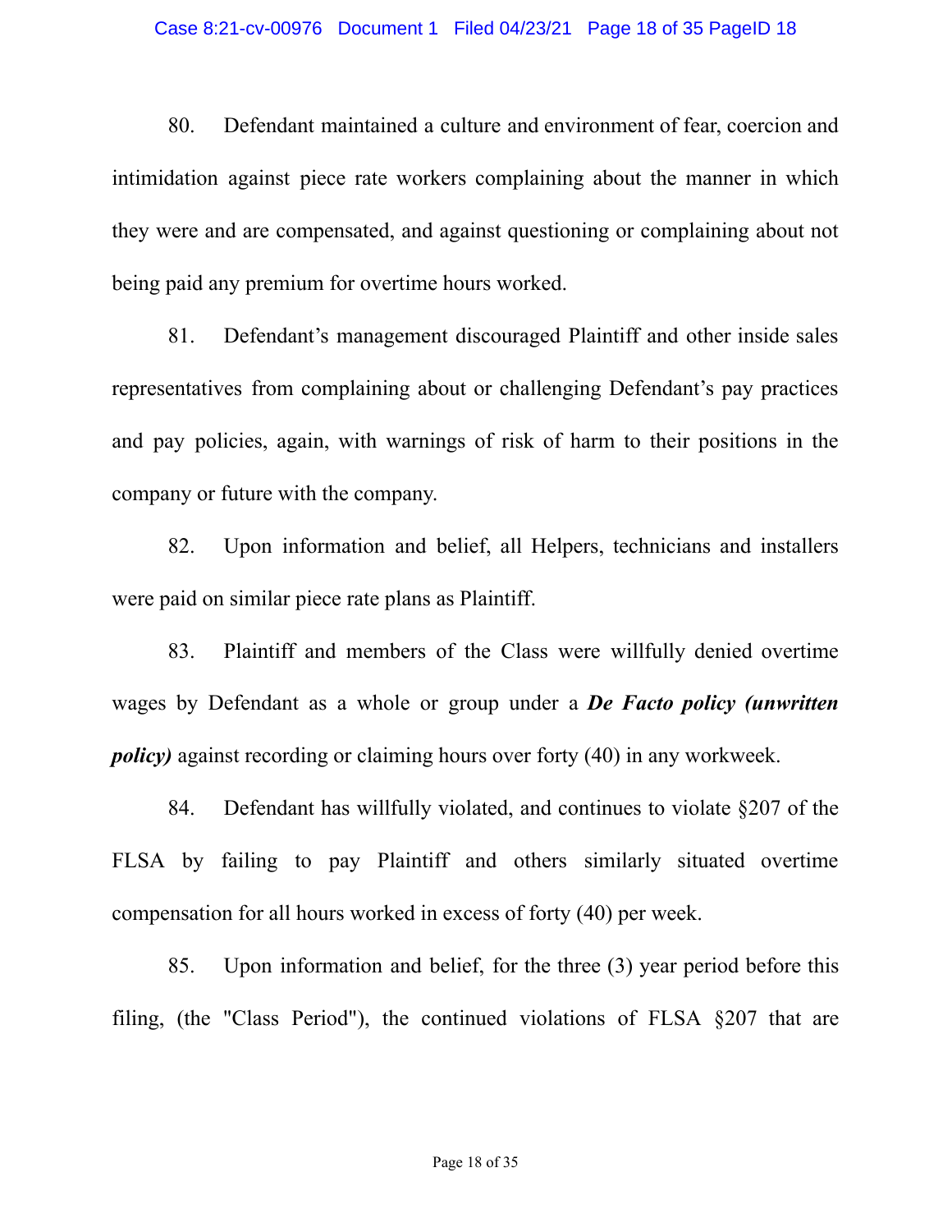80. Defendant maintained a culture and environment of fear, coercion and intimidation against piece rate workers complaining about the manner in which they were and are compensated, and against questioning or complaining about not being paid any premium for overtime hours worked.

81. Defendant's management discouraged Plaintiff and other inside sales representatives from complaining about or challenging Defendant's pay practices and pay policies, again, with warnings of risk of harm to their positions in the company or future with the company.

82. Upon information and belief, all Helpers, technicians and installers were paid on similar piece rate plans as Plaintiff.

83. Plaintiff and members of the Class were willfully denied overtime wages by Defendant as a whole or group under a ***De Facto policy (unwritten policy)*** against recording or claiming hours over forty (40) in any workweek.

84. Defendant has willfully violated, and continues to violate §207 of the FLSA by failing to pay Plaintiff and others similarly situated overtime compensation for all hours worked in excess of forty (40) per week.

85. Upon information and belief, for the three (3) year period before this filing, (the "Class Period"), the continued violations of FLSA §207 that are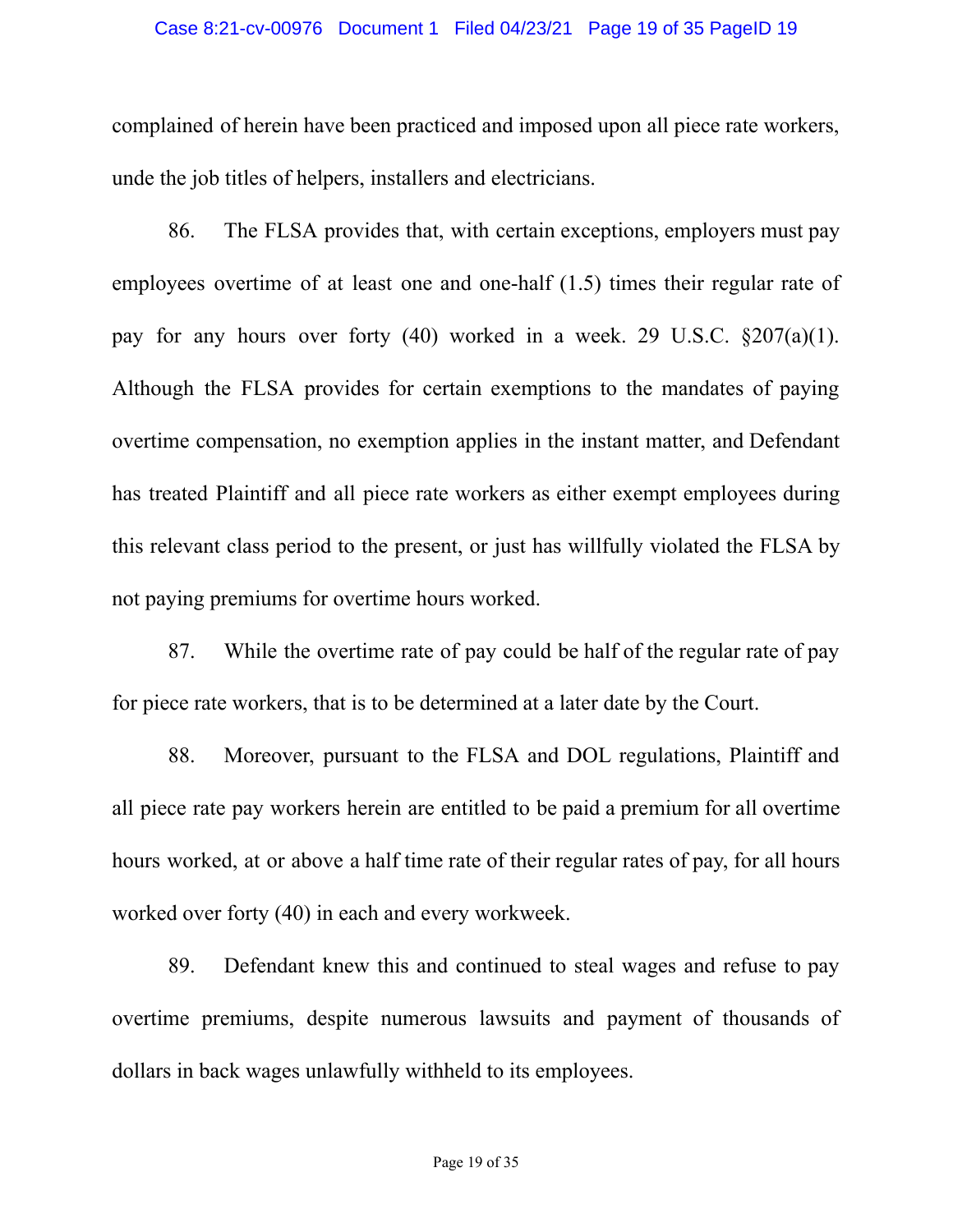complained of herein have been practiced and imposed upon all piece rate workers, unde the job titles of helpers, installers and electricians.

86. The FLSA provides that, with certain exceptions, employers must pay employees overtime of at least one and one-half (1.5) times their regular rate of pay for any hours over forty (40) worked in a week. 29 U.S.C. §207(a)(1). Although the FLSA provides for certain exemptions to the mandates of paying overtime compensation, no exemption applies in the instant matter, and Defendant has treated Plaintiff and all piece rate workers as either exempt employees during this relevant class period to the present, or just has willfully violated the FLSA by not paying premiums for overtime hours worked.

87. While the overtime rate of pay could be half of the regular rate of pay for piece rate workers, that is to be determined at a later date by the Court.

88. Moreover, pursuant to the FLSA and DOL regulations, Plaintiff and all piece rate pay workers herein are entitled to be paid a premium for all overtime hours worked, at or above a half time rate of their regular rates of pay, for all hours worked over forty (40) in each and every workweek.

89. Defendant knew this and continued to steal wages and refuse to pay overtime premiums, despite numerous lawsuits and payment of thousands of dollars in back wages unlawfully withheld to its employees.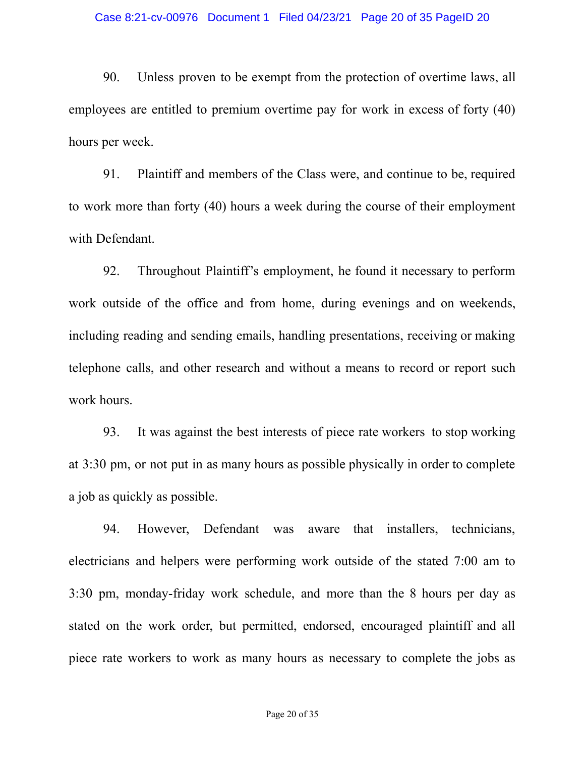90. Unless proven to be exempt from the protection of overtime laws, all employees are entitled to premium overtime pay for work in excess of forty (40) hours per week.

91. Plaintiff and members of the Class were, and continue to be, required to work more than forty (40) hours a week during the course of their employment with Defendant.

92. Throughout Plaintiff's employment, he found it necessary to perform work outside of the office and from home, during evenings and on weekends, including reading and sending emails, handling presentations, receiving or making telephone calls, and other research and without a means to record or report such work hours.

93. It was against the best interests of piece rate workers to stop working at 3:30 pm, or not put in as many hours as possible physically in order to complete a job as quickly as possible.

94. However, Defendant was aware that installers, technicians, electricians and helpers were performing work outside of the stated 7:00 am to 3:30 pm, monday-friday work schedule, and more than the 8 hours per day as stated on the work order, but permitted, endorsed, encouraged plaintiff and all piece rate workers to work as many hours as necessary to complete the jobs as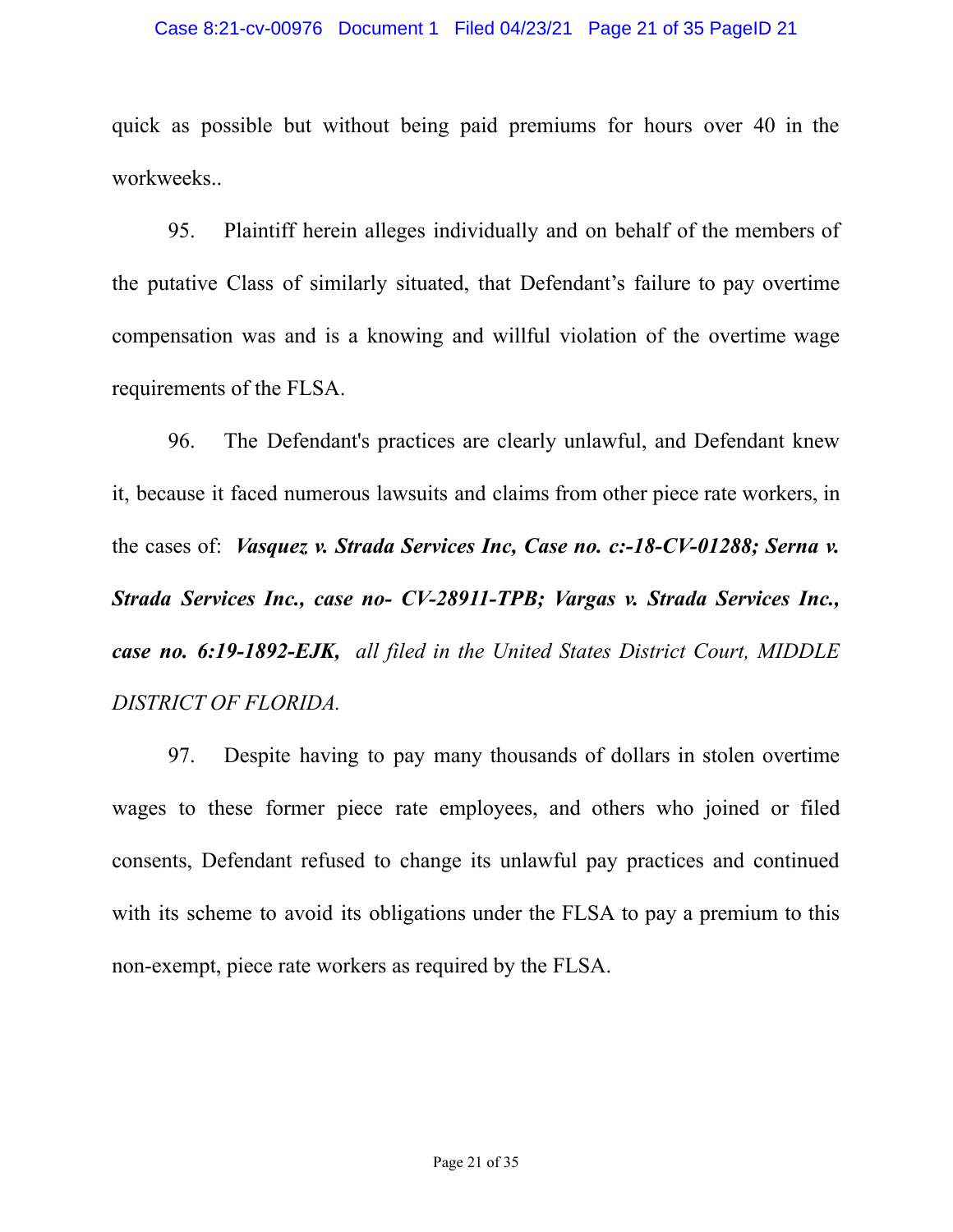quick as possible but without being paid premiums for hours over 40 in the workweeks..

95. Plaintiff herein alleges individually and on behalf of the members of the putative Class of similarly situated, that Defendant's failure to pay overtime compensation was and is a knowing and willful violation of the overtime wage requirements of the FLSA.

96. The Defendant's practices are clearly unlawful, and Defendant knew it, because it faced numerous lawsuits and claims from other piece rate workers, in the cases of: ***Vasquez v. Strada Services Inc, Case no. c:-18-CV-01288; Serna v. Strada Services Inc., case no- CV-28911-TPB; Vargas v. Strada Services Inc., case no. 6:19-1892-EJK,*** *all filed in the United States District Court, MIDDLE DISTRICT OF FLORIDA.*

97. Despite having to pay many thousands of dollars in stolen overtime wages to these former piece rate employees, and others who joined or filed consents, Defendant refused to change its unlawful pay practices and continued with its scheme to avoid its obligations under the FLSA to pay a premium to this non-exempt, piece rate workers as required by the FLSA.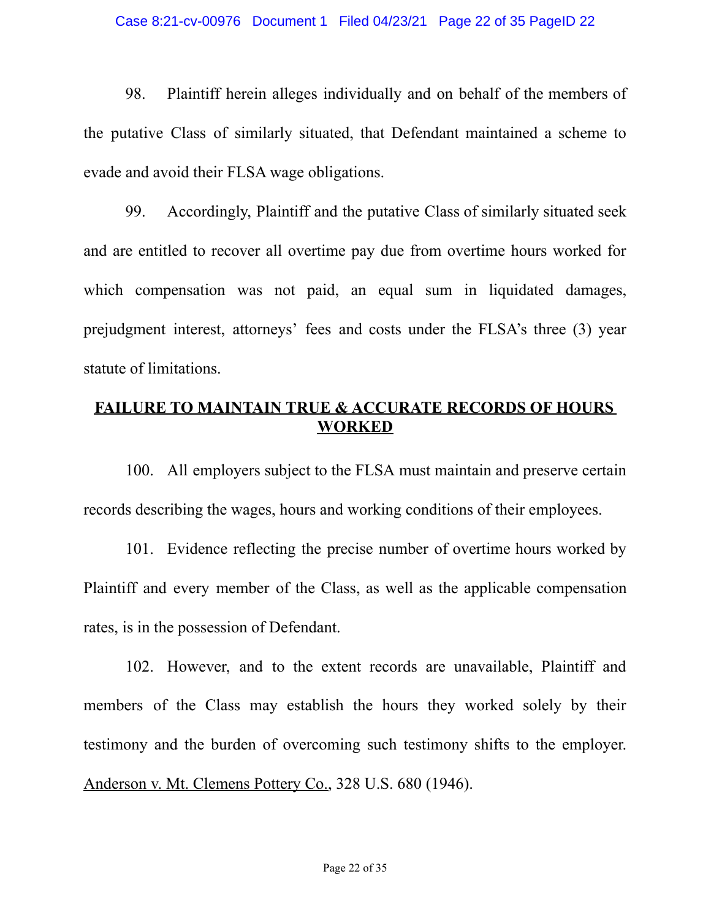98. Plaintiff herein alleges individually and on behalf of the members of the putative Class of similarly situated, that Defendant maintained a scheme to evade and avoid their FLSA wage obligations.

99. Accordingly, Plaintiff and the putative Class of similarly situated seek and are entitled to recover all overtime pay due from overtime hours worked for which compensation was not paid, an equal sum in liquidated damages, prejudgment interest, attorneys' fees and costs under the FLSA's three (3) year statute of limitations.

## FAILURE TO MAINTAIN TRUE & ACCURATE RECORDS OF HOURS WORKED

100. All employers subject to the FLSA must maintain and preserve certain records describing the wages, hours and working conditions of their employees.

101. Evidence reflecting the precise number of overtime hours worked by Plaintiff and every member of the Class, as well as the applicable compensation rates, is in the possession of Defendant.

102. However, and to the extent records are unavailable, Plaintiff and members of the Class may establish the hours they worked solely by their testimony and the burden of overcoming such testimony shifts to the employer. Anderson v. Mt. Clemens Pottery Co., 328 U.S. 680 (1946).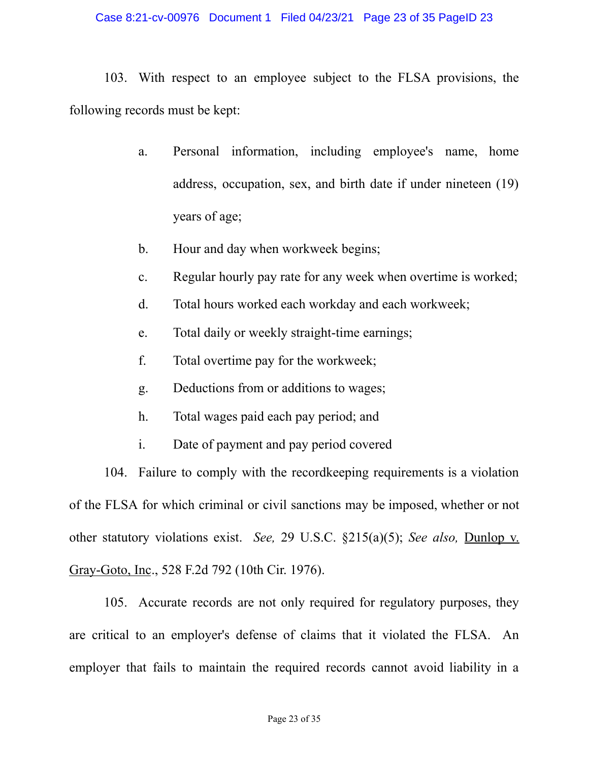103. With respect to an employee subject to the FLSA provisions, the following records must be kept:

a. Personal information, including employee's name, home address, occupation, sex, and birth date if under nineteen (19) years of age;

b. Hour and day when workweek begins;

c. Regular hourly pay rate for any week when overtime is worked;

d. Total hours worked each workday and each workweek;

e. Total daily or weekly straight-time earnings;

f. Total overtime pay for the workweek;

g. Deductions from or additions to wages;

h. Total wages paid each pay period; and

i. Date of payment and pay period covered

104. Failure to comply with the recordkeeping requirements is a violation of the FLSA for which criminal or civil sanctions may be imposed, whether or not other statutory violations exist. *See,* 29 U.S.C. §215(a)(5); *See also,* Dunlop v. Gray-Goto, Inc., 528 F.2d 792 (10th Cir. 1976).

105. Accurate records are not only required for regulatory purposes, they are critical to an employer's defense of claims that it violated the FLSA. An employer that fails to maintain the required records cannot avoid liability in a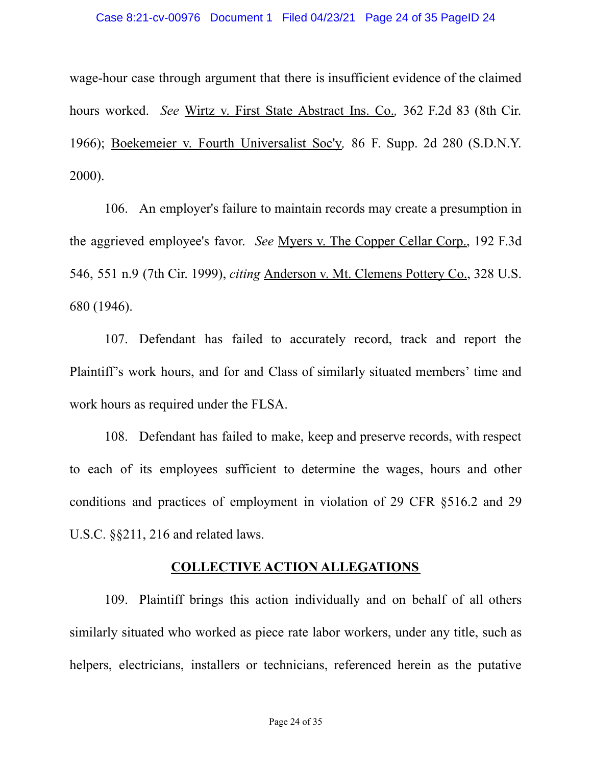wage-hour case through argument that there is insufficient evidence of the claimed hours worked. *See* Wirtz v. First State Abstract Ins. Co., 362 F.2d 83 (8th Cir. 1966); Boekemeier v. Fourth Universalist Soc'y, 86 F. Supp. 2d 280 (S.D.N.Y. 2000).

106. An employer's failure to maintain records may create a presumption in the aggrieved employee's favor. *See* Myers v. The Copper Cellar Corp., 192 F.3d 546, 551 n.9 (7th Cir. 1999), *citing* Anderson v. Mt. Clemens Pottery Co., 328 U.S. 680 (1946).

107. Defendant has failed to accurately record, track and report the Plaintiff's work hours, and for and Class of similarly situated members' time and work hours as required under the FLSA.

108. Defendant has failed to make, keep and preserve records, with respect to each of its employees sufficient to determine the wages, hours and other conditions and practices of employment in violation of 29 CFR §516.2 and 29 U.S.C. §§211, 216 and related laws.

## COLLECTIVE ACTION ALLEGATIONS

109. Plaintiff brings this action individually and on behalf of all others similarly situated who worked as piece rate labor workers, under any title, such as helpers, electricians, installers or technicians, referenced herein as the putative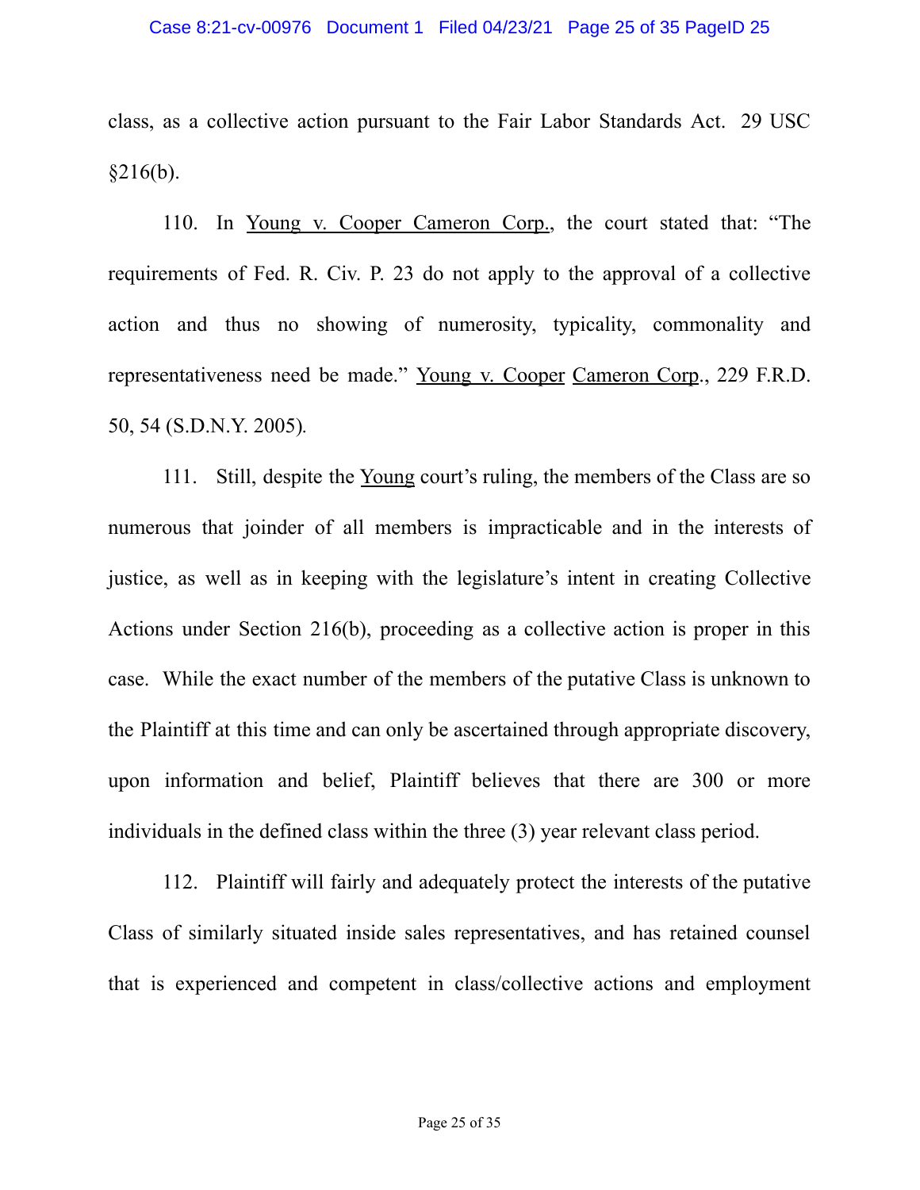class, as a collective action pursuant to the Fair Labor Standards Act. 29 USC §216(b).

110. In Young v. Cooper Cameron Corp., the court stated that: "The requirements of Fed. R. Civ. P. 23 do not apply to the approval of a collective action and thus no showing of numerosity, typicality, commonality and representativeness need be made." Young v. Cooper Cameron Corp., 229 F.R.D. 50, 54 (S.D.N.Y. 2005).

111. Still, despite the Young court's ruling, the members of the Class are so numerous that joinder of all members is impracticable and in the interests of justice, as well as in keeping with the legislature's intent in creating Collective Actions under Section 216(b), proceeding as a collective action is proper in this case. While the exact number of the members of the putative Class is unknown to the Plaintiff at this time and can only be ascertained through appropriate discovery, upon information and belief, Plaintiff believes that there are 300 or more individuals in the defined class within the three (3) year relevant class period.

112. Plaintiff will fairly and adequately protect the interests of the putative Class of similarly situated inside sales representatives, and has retained counsel that is experienced and competent in class/collective actions and employment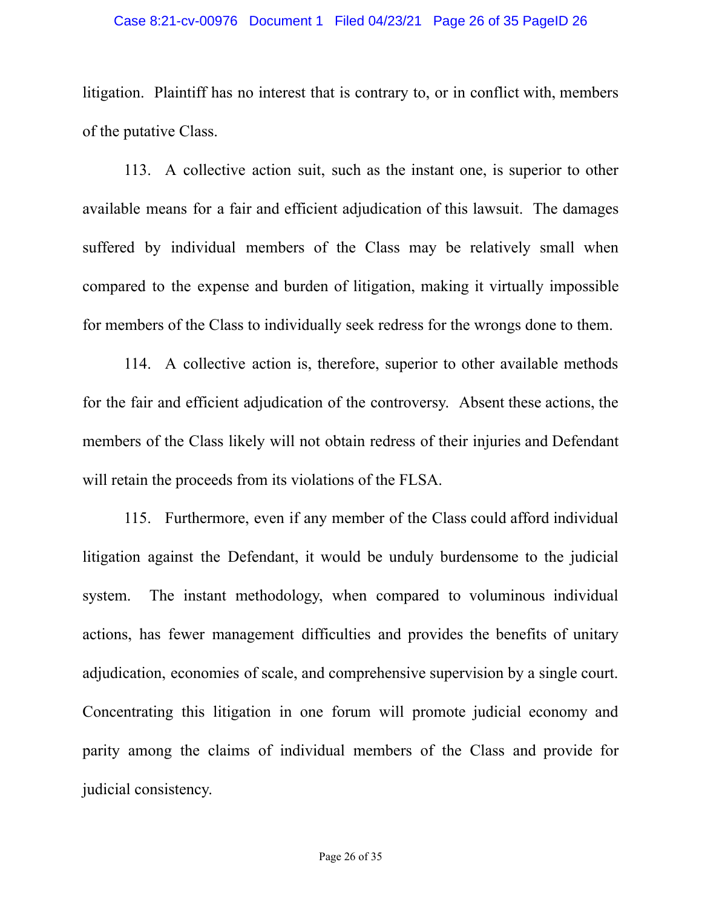litigation. Plaintiff has no interest that is contrary to, or in conflict with, members of the putative Class.

113. A collective action suit, such as the instant one, is superior to other available means for a fair and efficient adjudication of this lawsuit. The damages suffered by individual members of the Class may be relatively small when compared to the expense and burden of litigation, making it virtually impossible for members of the Class to individually seek redress for the wrongs done to them.

114. A collective action is, therefore, superior to other available methods for the fair and efficient adjudication of the controversy. Absent these actions, the members of the Class likely will not obtain redress of their injuries and Defendant will retain the proceeds from its violations of the FLSA.

115. Furthermore, even if any member of the Class could afford individual litigation against the Defendant, it would be unduly burdensome to the judicial system. The instant methodology, when compared to voluminous individual actions, has fewer management difficulties and provides the benefits of unitary adjudication, economies of scale, and comprehensive supervision by a single court. Concentrating this litigation in one forum will promote judicial economy and parity among the claims of individual members of the Class and provide for judicial consistency.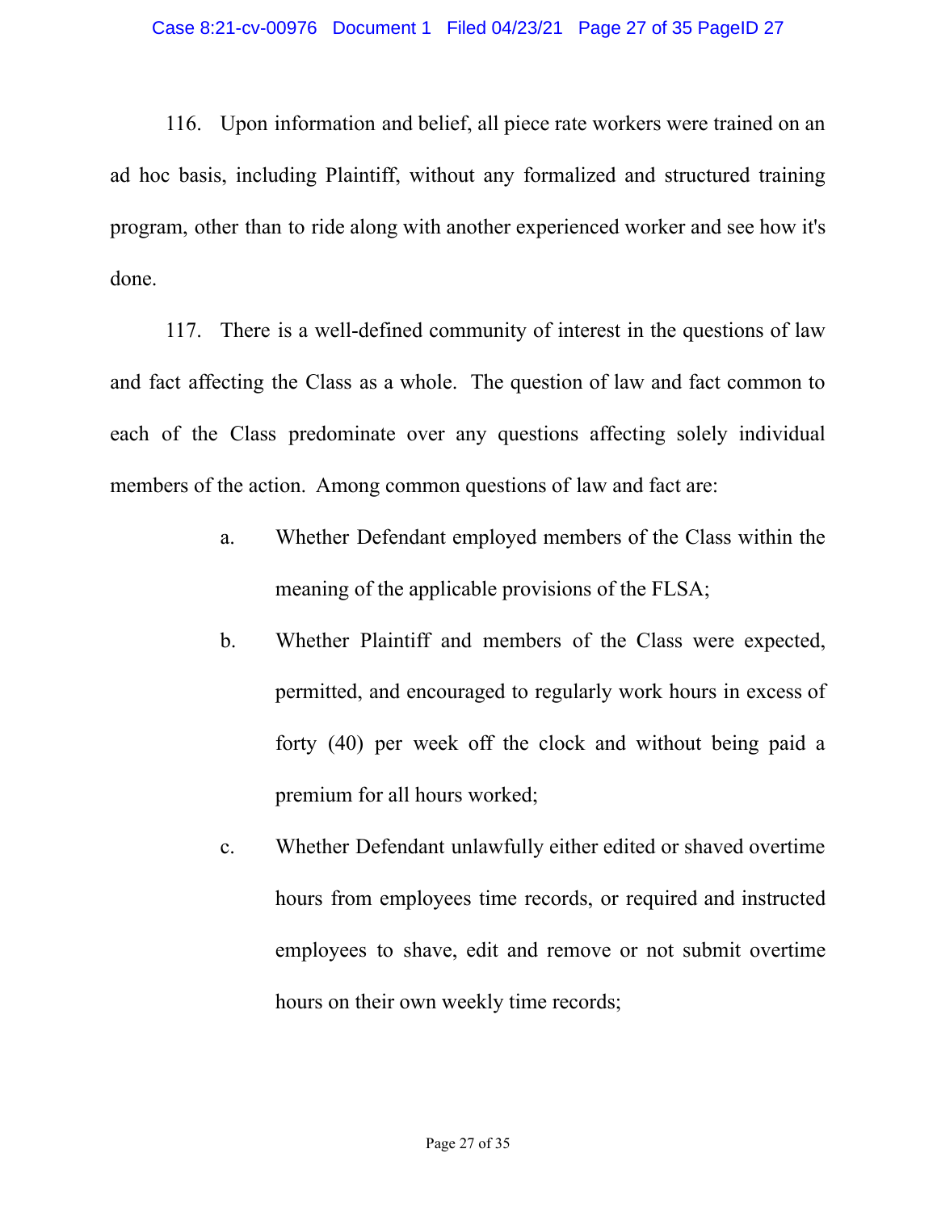116. Upon information and belief, all piece rate workers were trained on an ad hoc basis, including Plaintiff, without any formalized and structured training program, other than to ride along with another experienced worker and see how it's done.

117. There is a well-defined community of interest in the questions of law and fact affecting the Class as a whole. The question of law and fact common to each of the Class predominate over any questions affecting solely individual members of the action. Among common questions of law and fact are:

a. Whether Defendant employed members of the Class within the meaning of the applicable provisions of the FLSA;

b. Whether Plaintiff and members of the Class were expected, permitted, and encouraged to regularly work hours in excess of forty (40) per week off the clock and without being paid a premium for all hours worked;

c. Whether Defendant unlawfully either edited or shaved overtime hours from employees time records, or required and instructed employees to shave, edit and remove or not submit overtime hours on their own weekly time records;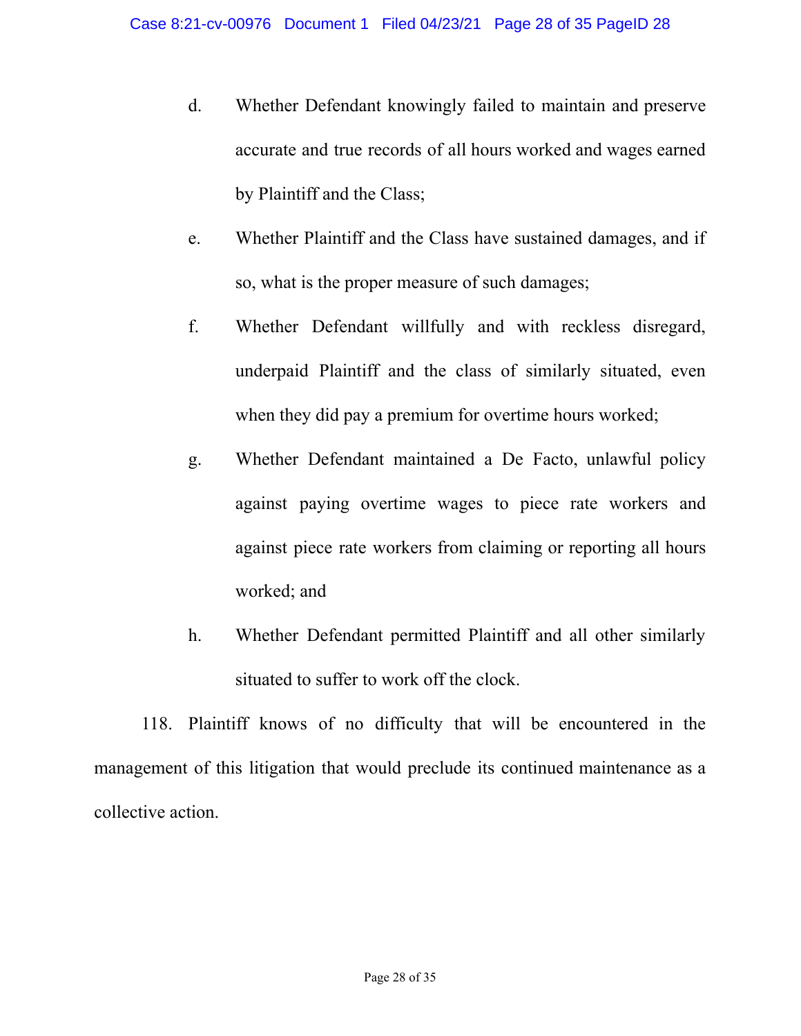d. Whether Defendant knowingly failed to maintain and preserve accurate and true records of all hours worked and wages earned by Plaintiff and the Class;

e. Whether Plaintiff and the Class have sustained damages, and if so, what is the proper measure of such damages;

f. Whether Defendant willfully and with reckless disregard, underpaid Plaintiff and the class of similarly situated, even when they did pay a premium for overtime hours worked;

g. Whether Defendant maintained a De Facto, unlawful policy against paying overtime wages to piece rate workers and against piece rate workers from claiming or reporting all hours worked; and

h. Whether Defendant permitted Plaintiff and all other similarly situated to suffer to work off the clock.

118. Plaintiff knows of no difficulty that will be encountered in the management of this litigation that would preclude its continued maintenance as a collective action.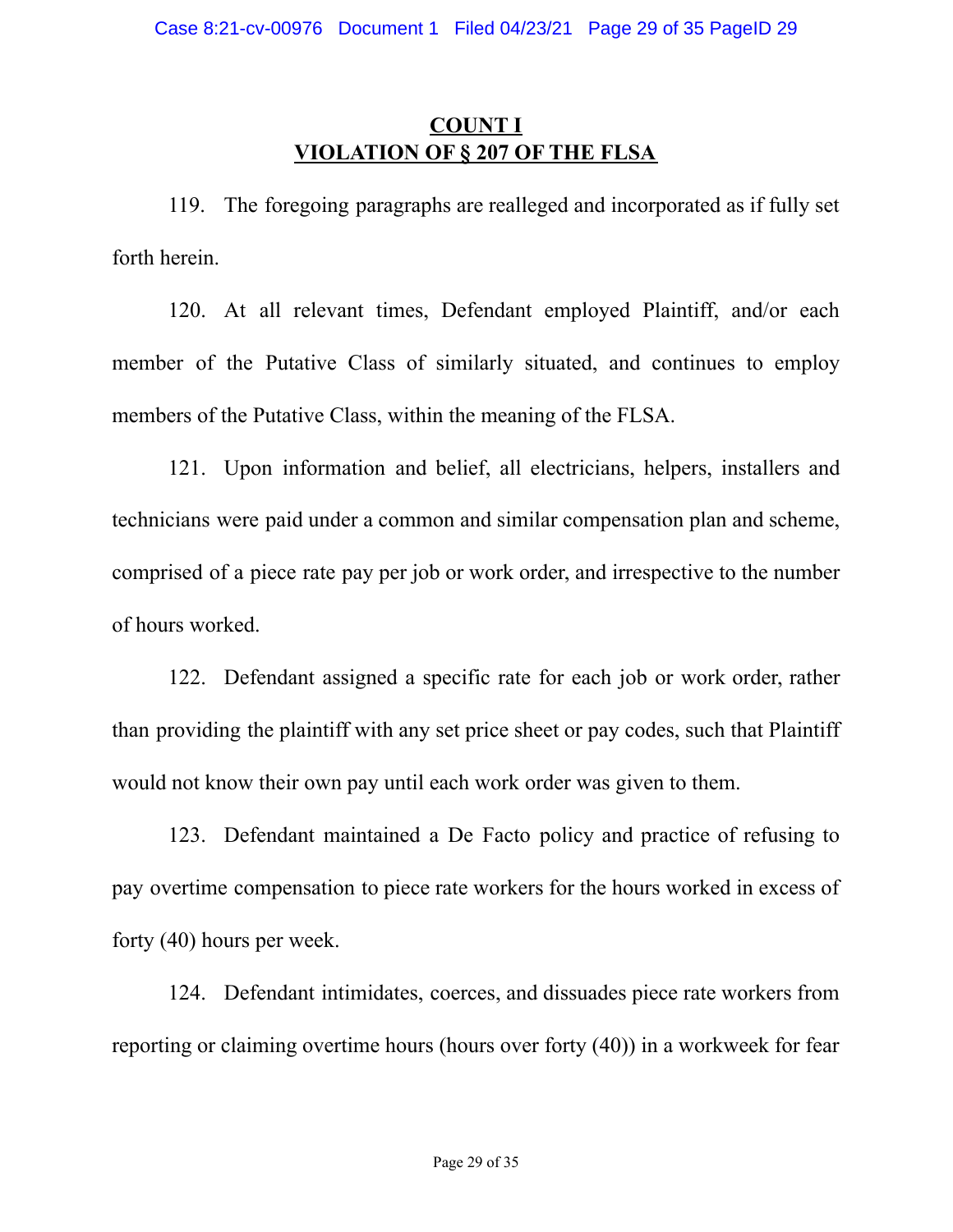## COUNT I
## VIOLATION OF § 207 OF THE FLSA

119. The foregoing paragraphs are realleged and incorporated as if fully set forth herein.

120. At all relevant times, Defendant employed Plaintiff, and/or each member of the Putative Class of similarly situated, and continues to employ members of the Putative Class, within the meaning of the FLSA.

121. Upon information and belief, all electricians, helpers, installers and technicians were paid under a common and similar compensation plan and scheme, comprised of a piece rate pay per job or work order, and irrespective to the number of hours worked.

122. Defendant assigned a specific rate for each job or work order, rather than providing the plaintiff with any set price sheet or pay codes, such that Plaintiff would not know their own pay until each work order was given to them.

123. Defendant maintained a De Facto policy and practice of refusing to pay overtime compensation to piece rate workers for the hours worked in excess of forty (40) hours per week.

124. Defendant intimidates, coerces, and dissuades piece rate workers from reporting or claiming overtime hours (hours over forty (40)) in a workweek for fear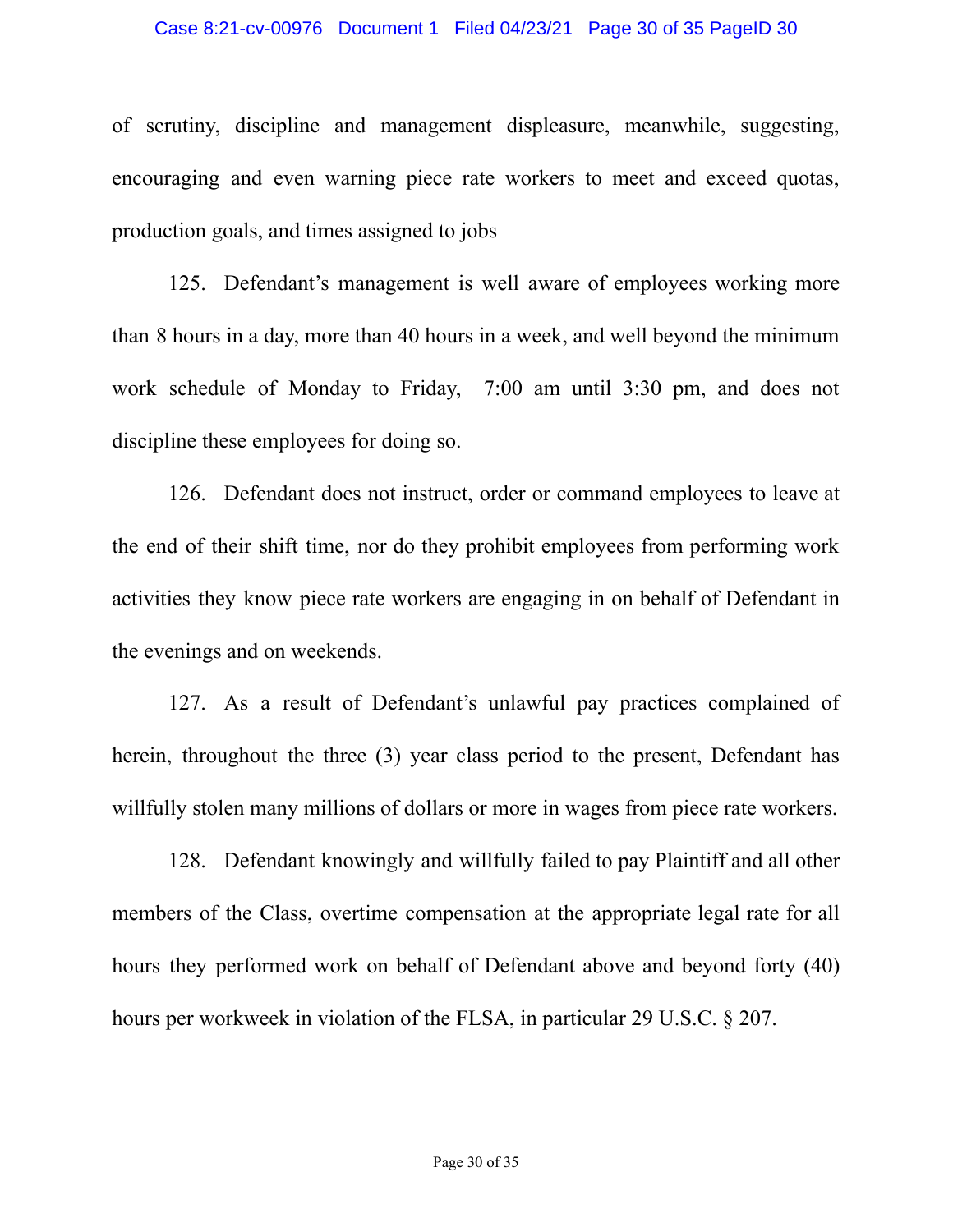of scrutiny, discipline and management displeasure, meanwhile, suggesting, encouraging and even warning piece rate workers to meet and exceed quotas, production goals, and times assigned to jobs

125. Defendant's management is well aware of employees working more than 8 hours in a day, more than 40 hours in a week, and well beyond the minimum work schedule of Monday to Friday, 7:00 am until 3:30 pm, and does not discipline these employees for doing so.

126. Defendant does not instruct, order or command employees to leave at the end of their shift time, nor do they prohibit employees from performing work activities they know piece rate workers are engaging in on behalf of Defendant in the evenings and on weekends.

127. As a result of Defendant's unlawful pay practices complained of herein, throughout the three (3) year class period to the present, Defendant has willfully stolen many millions of dollars or more in wages from piece rate workers.

128. Defendant knowingly and willfully failed to pay Plaintiff and all other members of the Class, overtime compensation at the appropriate legal rate for all hours they performed work on behalf of Defendant above and beyond forty (40) hours per workweek in violation of the FLSA, in particular 29 U.S.C. § 207.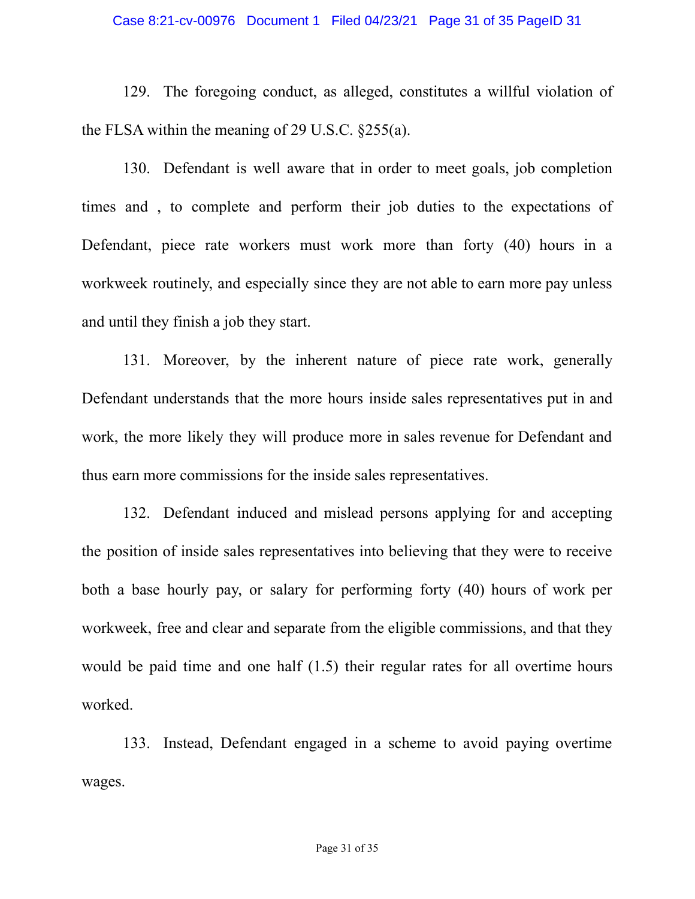129. The foregoing conduct, as alleged, constitutes a willful violation of the FLSA within the meaning of 29 U.S.C. §255(a).

130. Defendant is well aware that in order to meet goals, job completion times and , to complete and perform their job duties to the expectations of Defendant, piece rate workers must work more than forty (40) hours in a workweek routinely, and especially since they are not able to earn more pay unless and until they finish a job they start.

131. Moreover, by the inherent nature of piece rate work, generally Defendant understands that the more hours inside sales representatives put in and work, the more likely they will produce more in sales revenue for Defendant and thus earn more commissions for the inside sales representatives.

132. Defendant induced and mislead persons applying for and accepting the position of inside sales representatives into believing that they were to receive both a base hourly pay, or salary for performing forty (40) hours of work per workweek, free and clear and separate from the eligible commissions, and that they would be paid time and one half (1.5) their regular rates for all overtime hours worked.

133. Instead, Defendant engaged in a scheme to avoid paying overtime wages.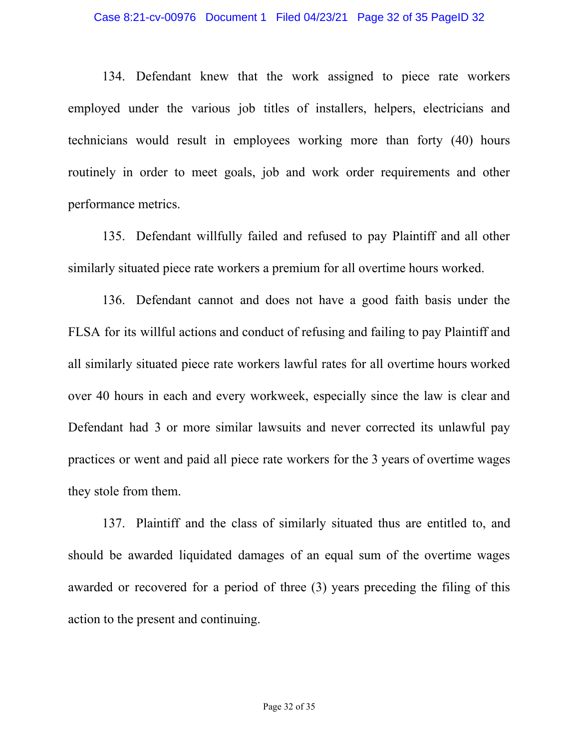134. Defendant knew that the work assigned to piece rate workers employed under the various job titles of installers, helpers, electricians and technicians would result in employees working more than forty (40) hours routinely in order to meet goals, job and work order requirements and other performance metrics.

135. Defendant willfully failed and refused to pay Plaintiff and all other similarly situated piece rate workers a premium for all overtime hours worked.

136. Defendant cannot and does not have a good faith basis under the FLSA for its willful actions and conduct of refusing and failing to pay Plaintiff and all similarly situated piece rate workers lawful rates for all overtime hours worked over 40 hours in each and every workweek, especially since the law is clear and Defendant had 3 or more similar lawsuits and never corrected its unlawful pay practices or went and paid all piece rate workers for the 3 years of overtime wages they stole from them.

137. Plaintiff and the class of similarly situated thus are entitled to, and should be awarded liquidated damages of an equal sum of the overtime wages awarded or recovered for a period of three (3) years preceding the filing of this action to the present and continuing.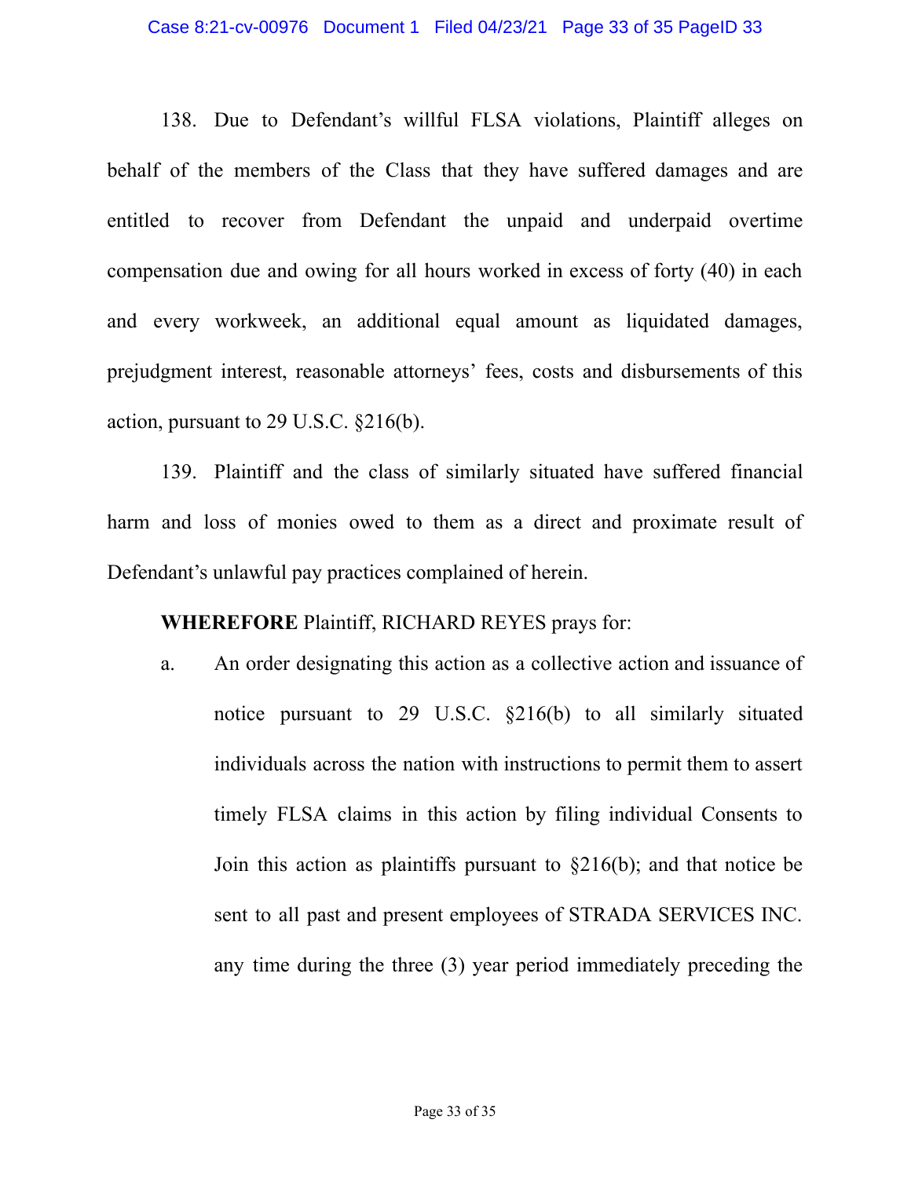138. Due to Defendant's willful FLSA violations, Plaintiff alleges on behalf of the members of the Class that they have suffered damages and are entitled to recover from Defendant the unpaid and underpaid overtime compensation due and owing for all hours worked in excess of forty (40) in each and every workweek, an additional equal amount as liquidated damages, prejudgment interest, reasonable attorneys' fees, costs and disbursements of this action, pursuant to 29 U.S.C. §216(b).

139. Plaintiff and the class of similarly situated have suffered financial harm and loss of monies owed to them as a direct and proximate result of Defendant's unlawful pay practices complained of herein.

**WHEREFORE** Plaintiff, RICHARD REYES prays for:

a. An order designating this action as a collective action and issuance of notice pursuant to 29 U.S.C. §216(b) to all similarly situated individuals across the nation with instructions to permit them to assert timely FLSA claims in this action by filing individual Consents to Join this action as plaintiffs pursuant to §216(b); and that notice be sent to all past and present employees of STRADA SERVICES INC. any time during the three (3) year period immediately preceding the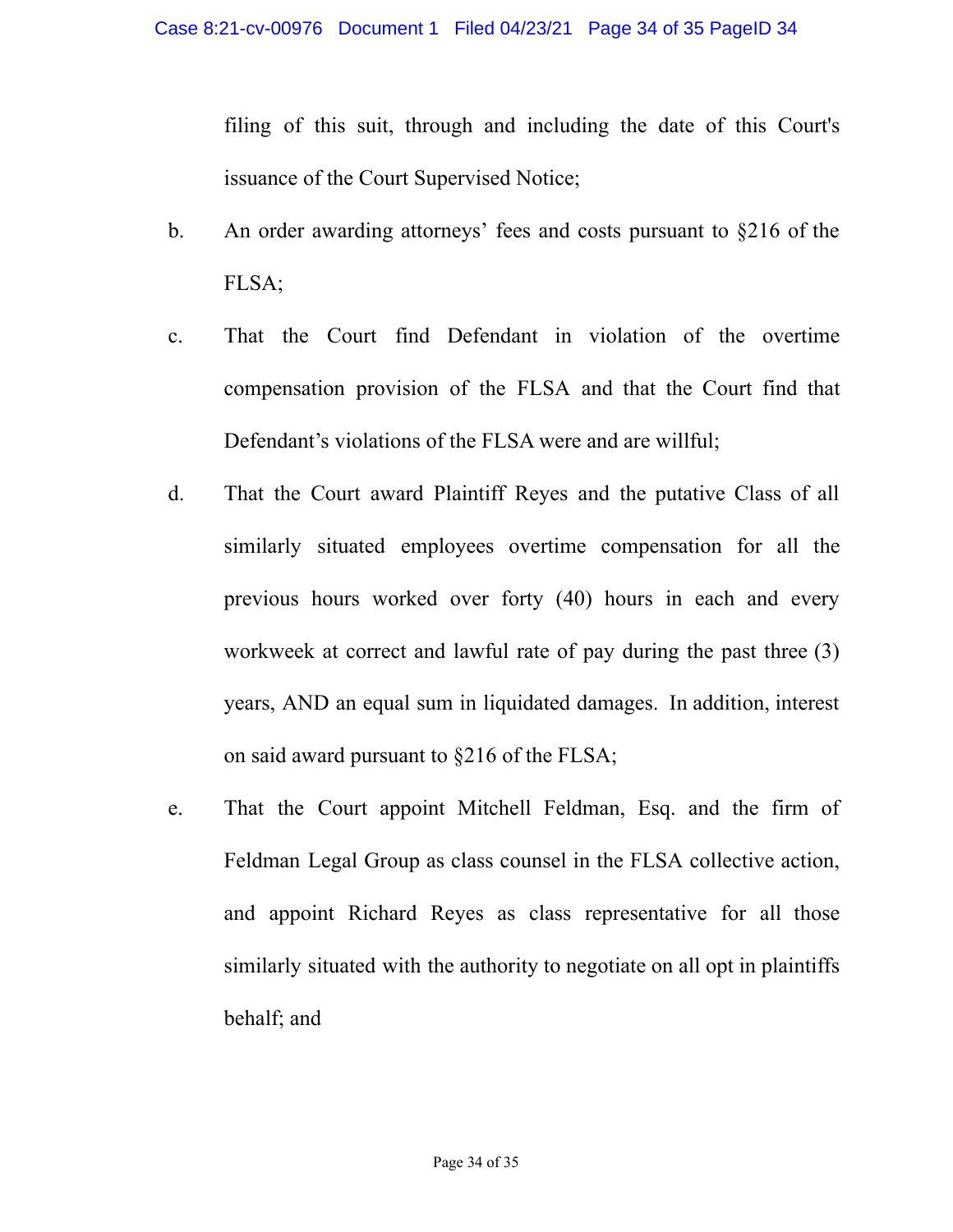filing of this suit, through and including the date of this Court's issuance of the Court Supervised Notice;

b. An order awarding attorneys' fees and costs pursuant to §216 of the FLSA;

c. That the Court find Defendant in violation of the overtime compensation provision of the FLSA and that the Court find that Defendant's violations of the FLSA were and are willful;

d. That the Court award Plaintiff Reyes and the putative Class of all similarly situated employees overtime compensation for all the previous hours worked over forty (40) hours in each and every workweek at correct and lawful rate of pay during the past three (3) years, AND an equal sum in liquidated damages. In addition, interest on said award pursuant to §216 of the FLSA;

e. That the Court appoint Mitchell Feldman, Esq. and the firm of Feldman Legal Group as class counsel in the FLSA collective action, and appoint Richard Reyes as class representative for all those similarly situated with the authority to negotiate on all opt in plaintiffs behalf; and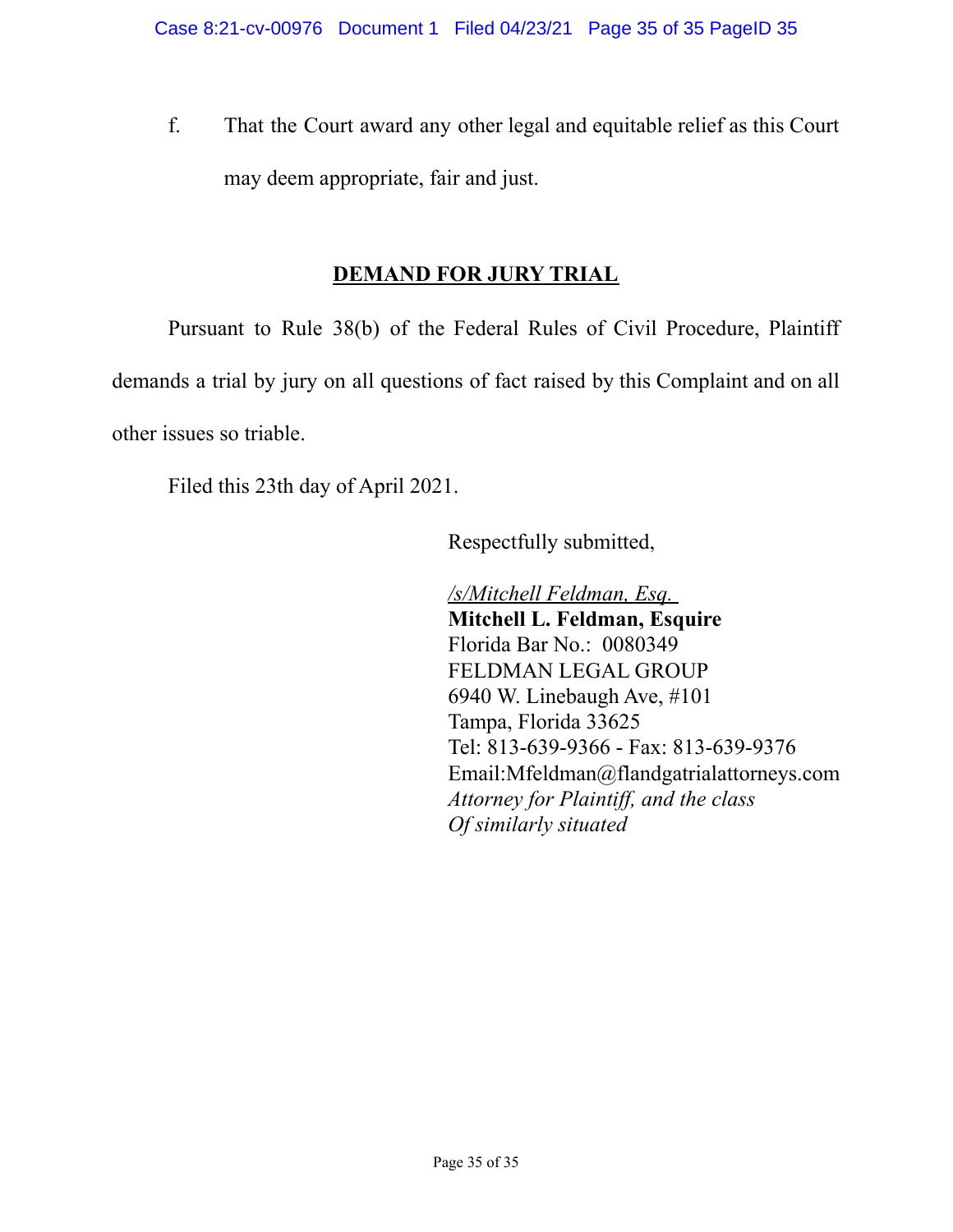f. That the Court award any other legal and equitable relief as this Court may deem appropriate, fair and just.

## DEMAND FOR JURY TRIAL

Pursuant to Rule 38(b) of the Federal Rules of Civil Procedure, Plaintiff demands a trial by jury on all questions of fact raised by this Complaint and on all other issues so triable.

Filed this 23th day of April 2021.

Respectfully submitted,

*/s/Mitchell Feldman, Esq.*
**Mitchell L. Feldman, Esquire**
Florida Bar No.: 0080349
FELDMAN LEGAL GROUP
6940 W. Linebaugh Ave, #101
Tampa, Florida 33625
Tel: 813-639-9366 - Fax: 813-639-9376
Email:Mfeldman@flandgatrialattorneys.com
*Attorney for Plaintiff, and the class Of similarly situated*